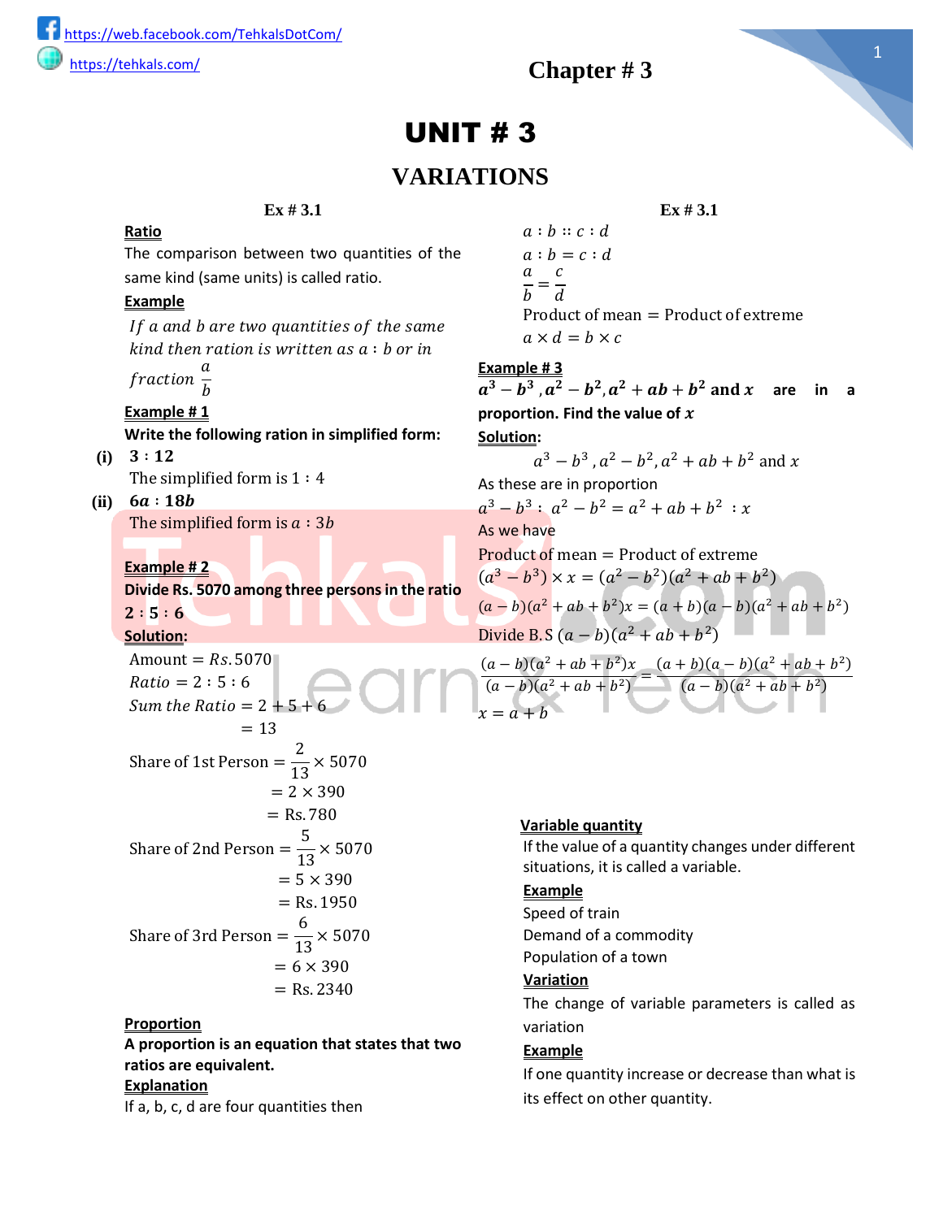Chapter # 3

# UNIT # 3

## VARIATIONS

### Ex # 3.1

**Ratio**

The comparison between two quantities of the same kind (same units) is called ratio.

**Example**

*If a and b are two quantities of the same kind then ration is written as* $a : b$ *or in fraction* $\frac{a}{b}$

**Example # 1**

**Write the following ration in simplified form:**

(i) $3 : 12$

The simplified form is $1 : 4$

(ii) $6a : 18b$

The simplified form is $a : 3b$

**Example # 2**

**Divide Rs. 5070 among three persons in the ratio $2 : 5 : 6$**

**Solution:**

$$Amount = Rs. 5070$$
$$Ratio = 2 : 5 : 6$$
$$Sum\ the\ Ratio = 2 + 5 + 6$$
$$= 13$$

$$\text{Share of 1st Person} = \frac{2}{13} \times 5070$$
$$= 2 \times 390$$
$$= \text{Rs.} 780$$

$$\text{Share of 2nd Person} = \frac{5}{13} \times 5070$$
$$= 5 \times 390$$
$$= \text{Rs.} 1950$$

$$\text{Share of 3rd Person} = \frac{6}{13} \times 5070$$
$$= 6 \times 390$$
$$= \text{Rs.} 2340$$

**Proportion**

**A proportion is an equation that states that two ratios are equivalent.**

**Explanation**

If a, b, c, d are four quantities then

### Ex # 3.1

$$a : b :: c : d$$
$$a : b = c : d$$
$$\frac{a}{b} = \frac{c}{d}$$
$$\text{Product of mean} = \text{Product of extreme}$$
$$a \times d = b \times c$$

**Example # 3**

**$a^3 - b^3$, $a^2 - b^2$, $a^2 + ab + b^2$ and $x$ are in a proportion. Find the value of $x$**

**Solution:**

$$a^3 - b^3, a^2 - b^2, a^2 + ab + b^2 \text{ and } x$$

As these are in proportion

$$a^3 - b^3 : a^2 - b^2 = a^2 + ab + b^2 : x$$

As we have

$$\text{Product of mean} = \text{Product of extreme}$$
$$(a^3 - b^3) \times x = (a^2 - b^2)(a^2 + ab + b^2)$$
$$(a - b)(a^2 + ab + b^2)x = (a + b)(a - b)(a^2 + ab + b^2)$$

Divide B.S $(a - b)(a^2 + ab + b^2)$

$$\frac{(a - b)(a^2 + ab + b^2)x}{(a - b)(a^2 + ab + b^2)} = \frac{(a + b)(a - b)(a^2 + ab + b^2)}{(a - b)(a^2 + ab + b^2)}$$
$$x = a + b$$

**Variable quantity**

If the value of a quantity changes under different situations, it is called a variable.

**Example**

Speed of train
Demand of a commodity
Population of a town

**Variation**

The change of variable parameters is called as variation

**Example**

If one quantity increase or decrease than what is its effect on other quantity.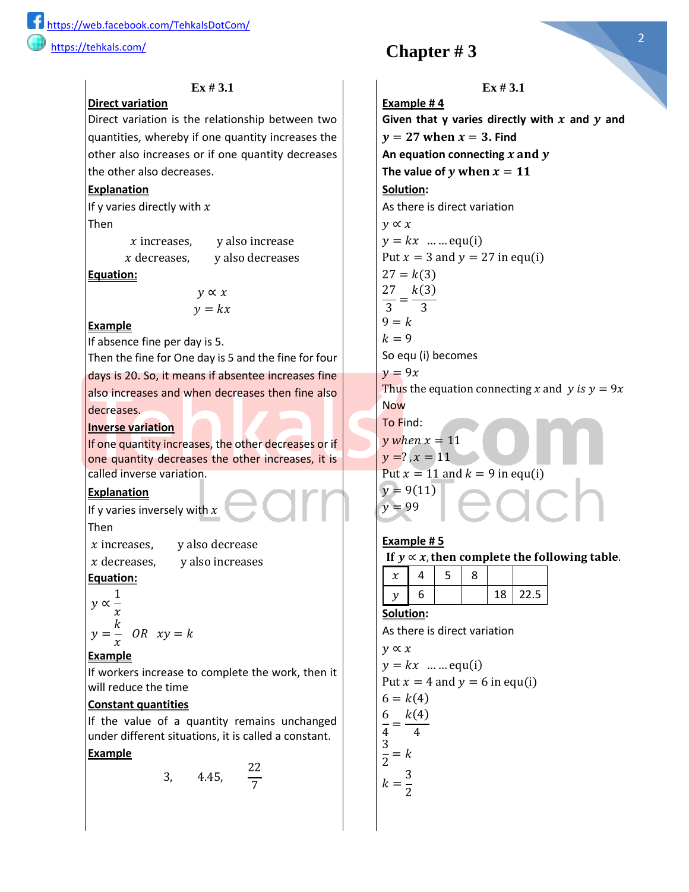## Chapter # 3

### Ex # 3.1

**Direct variation**

Direct variation is the relationship between two quantities, whereby if one quantity increases the other also increases or if one quantity decreases the other also decreases.

**Explanation**

If y varies directly with $x$

Then

$x$ increases, y also increase

$x$ decreases, y also decreases

**Equation:**

$$y \propto x$$
$$y = kx$$

**Example**

If absence fine per day is 5.

Then the fine for One day is 5 and the fine for four days is 20. So, it means if absentee increases fine also increases and when decreases then fine also decreases.

**Inverse variation**

If one quantity increases, the other decreases or if one quantity decreases the other increases, it is called inverse variation.

**Explanation**

If y varies inversely with $x$

Then

$x$ increases, y also decrease

$x$ decreases, y also increases

**Equation:**

$$y \propto \frac{1}{x}$$
$$y = \frac{k}{x} \quad OR \quad xy = k$$

**Example**

If workers increase to complete the work, then it will reduce the time

**Constant quantities**

If the value of a quantity remains unchanged under different situations, it is called a constant.

**Example**

$3, \quad 4.45, \quad \frac{22}{7}$

### Ex # 3.1

**Example # 4**

**Given that y varies directly with $x$ and $y$ and $y = 27$ when $x = 3$. Find**

**An equation connecting $x$ and $y$**

**The value of $y$ when $x = 11$**

**Solution:**

As there is direct variation

$y \propto x$

$y = kx$ ……equ(i)

Put $x = 3$ and $y = 27$ in equ(i)

$27 = k(3)$

$\frac{27}{3} = \frac{k(3)}{3}$

$9 = k$

$k = 9$

So equ (i) becomes

$y = 9x$

Thus the equation connecting $x$ and $y$ is $y = 9x$

Now

To Find:

$y$ when $x = 11$

$y = ?, x = 11$

Put $x = 11$ and $k = 9$ in equ(i)

$y = 9(11)$

$y = 99$

**Example # 5**

**If $y \propto x$, then complete the following table.**

| | | | | | |
|---|---|---|---|---|---|
| $x$ | 4 | 5 | 8 | | |
| $y$ | 6 | | | 18 | 22.5 |

**Solution:**

As there is direct variation

$y \propto x$

$y = kx$ ……equ(i)

Put $x = 4$ and $y = 6$ in equ(i)

$6 = k(4)$

$\frac{6}{4} = \frac{k(4)}{4}$

$\frac{3}{2} = k$

$k = \frac{3}{2}$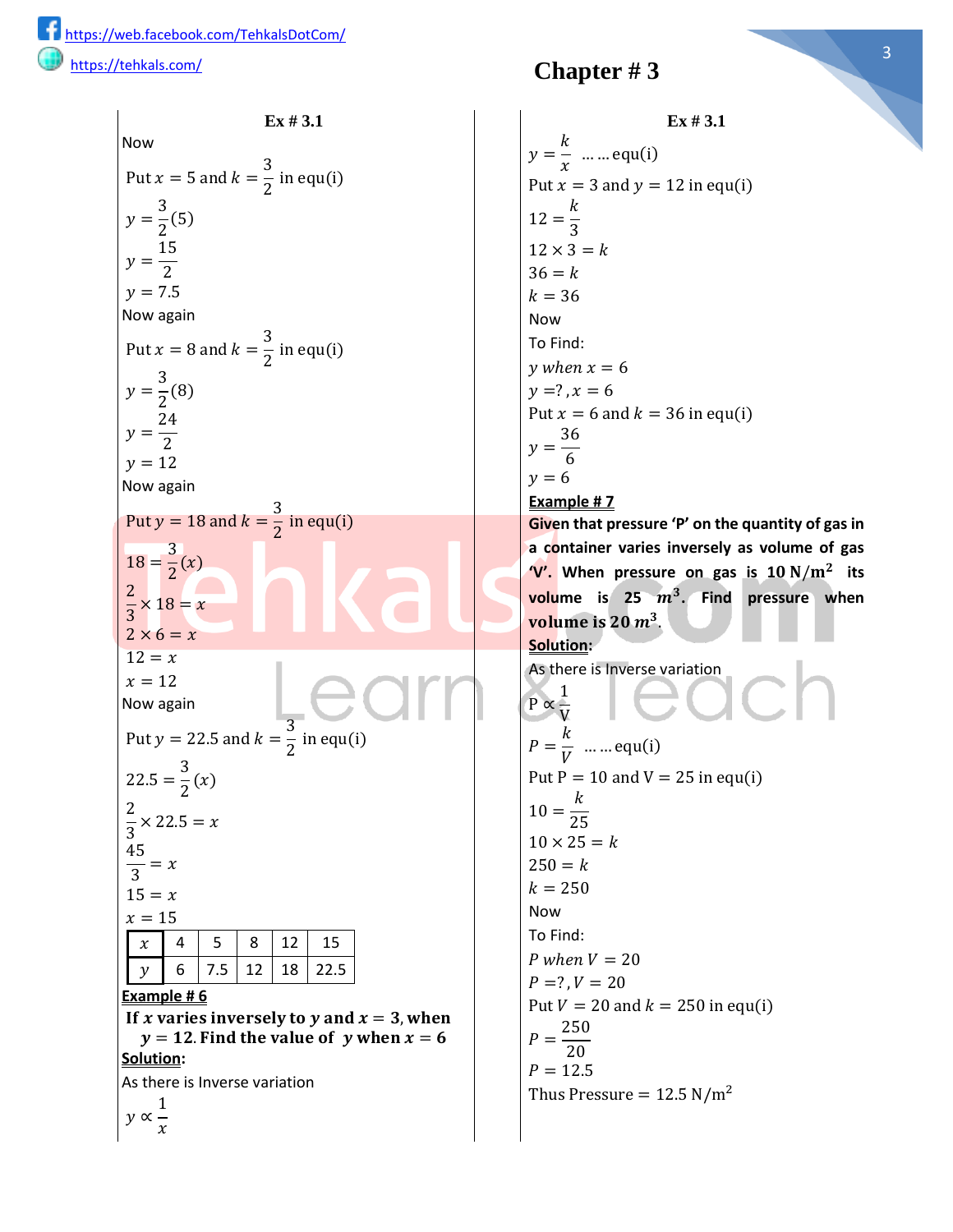## Ex # 3.1

Now

Put $x = 5$ and $k = \frac{3}{2}$ in equ(i)

$y = \frac{3}{2}(5)$

$y = \frac{15}{2}$

$y = 7.5$

Now again

Put $x = 8$ and $k = \frac{3}{2}$ in equ(i)

$y = \frac{3}{2}(8)$

$y = \frac{24}{2}$

$y = 12$

Now again

Put $y = 18$ and $k = \frac{3}{2}$ in equ(i)

$18 = \frac{3}{2}(x)$

$\frac{2}{3} \times 18 = x$

$2 \times 6 = x$

$12 = x$

$x = 12$

Now again

Put $y = 22.5$ and $k = \frac{3}{2}$ in equ(i)

$22.5 = \frac{3}{2}(x)$

$\frac{2}{3} \times 22.5 = x$

$\frac{45}{3} = x$

$15 = x$

$x = 15$

| | | | | | |
|---|---|---|---|---|---|
| $x$ | 4 | 5 | 8 | 12 | 15 |
| $y$ | 6 | 7.5 | 12 | 18 | 22.5 |

**Example # 6**

**If $x$ varies inversely to $y$ and $x = 3$, when $y = 12$. Find the value of $y$ when $x = 6$**

**Solution:**

As there is Inverse variation

$y \propto \frac{1}{x}$

$y = \frac{k}{x}$ ……equ(i)

Put $x = 3$ and $y = 12$ in equ(i)

$12 = \frac{k}{3}$

$12 \times 3 = k$

$36 = k$

$k = 36$

Now

To Find:

$y$ *when* $x = 6$

$y = ?, x = 6$

Put $x = 6$ and $k = 36$ in equ(i)

$y = \frac{36}{6}$

$y = 6$

**Example # 7**

**Given that pressure 'P' on the quantity of gas in a container varies inversely as volume of gas 'V'. When pressure on gas is $10\ \text{N/m}^2$ its volume is $25\ m^3$. Find pressure when volume is $20\ m^3$.**

**Solution:**

As there is Inverse variation

$\text{P} \propto \frac{1}{\text{V}}$

$P = \frac{k}{V}$ ……equ(i)

Put $\text{P} = 10$ and $\text{V} = 25$ in equ(i)

$10 = \frac{k}{25}$

$10 \times 25 = k$

$250 = k$

$k = 250$

Now

To Find:

$P$ *when* $V = 20$

$P = ?, V = 20$

Put $V = 20$ and $k = 250$ in equ(i)

$P = \frac{250}{20}$

$P = 12.5$

Thus Pressure $= 12.5\ \text{N/m}^2$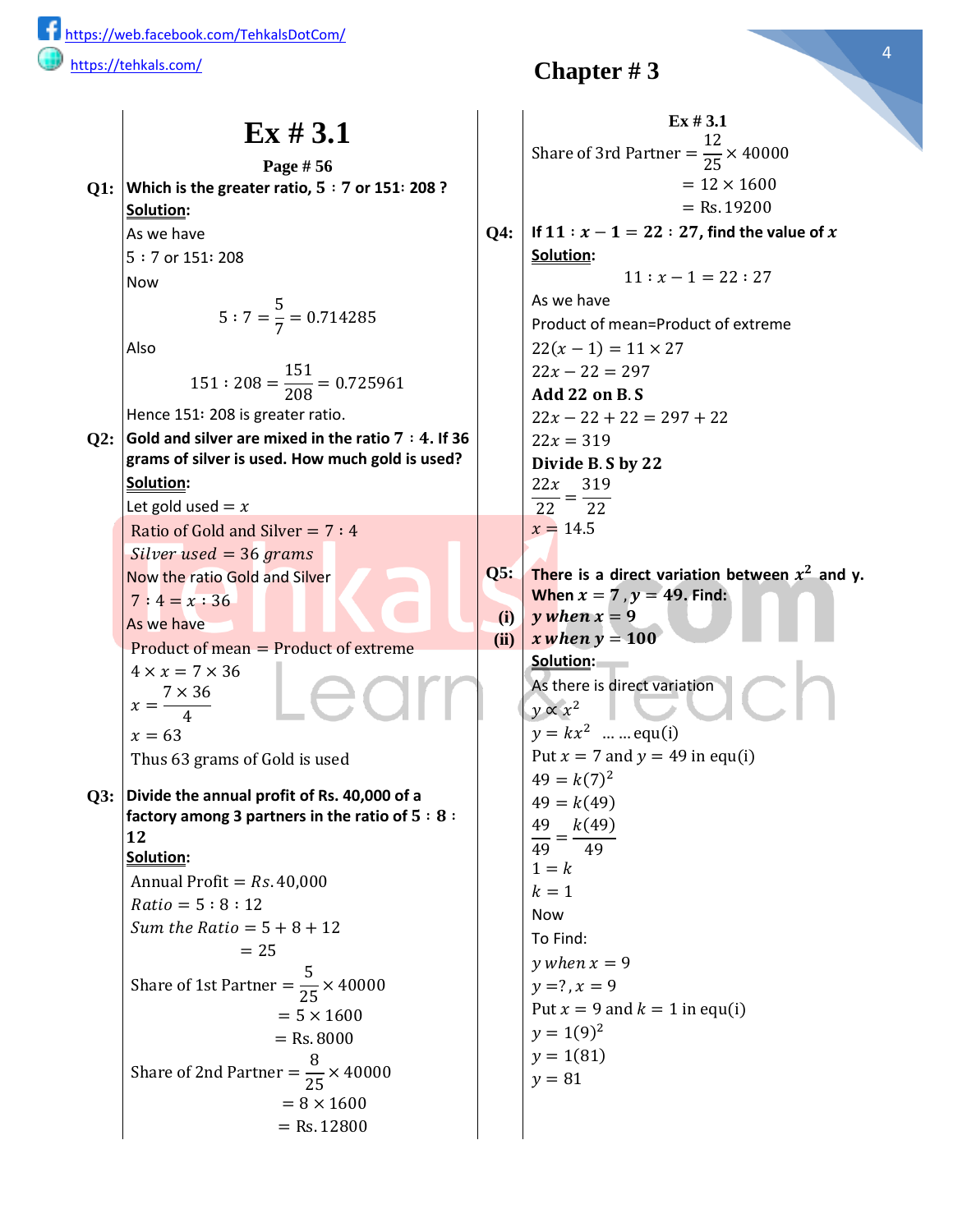# Chapter # 3

## Ex # 3.1

**Page # 56**

**Q1: Which is the greater ratio, $5:7$ or $151:208$ ?**

**Solution:**

As we have

$5:7$ or $151:208$

Now

$$5:7=\frac{5}{7}=0.714285$$

Also

$$151:208=\frac{151}{208}=0.725961$$

Hence $151:208$ is greater ratio.

**Q2: Gold and silver are mixed in the ratio $7:4$. If 36 grams of silver is used. How much gold is used?**

**Solution:**

Let gold used $=x$

$\text{Ratio of Gold and Silver}=7:4$

$\textit{Silver used}=36\ \textit{grams}$

Now the ratio Gold and Silver

$7:4=x:36$

As we have

$\text{Product of mean}=\text{Product of extreme}$

$4\times x=7\times 36$

$x=\dfrac{7\times 36}{4}$

$x=63$

Thus 63 grams of Gold is used

**Q3: Divide the annual profit of Rs. 40,000 of a factory among 3 partners in the ratio of $5:8:12$**

**Solution:**

$\text{Annual Profit}=Rs.40{,}000$

$\textit{Ratio}=5:8:12$

$\textit{Sum the Ratio}=5+8+12$

$=25$

$\text{Share of 1st Partner}=\dfrac{5}{25}\times 40000$

$=5\times 1600$

$=\text{Rs.}\,8000$

$\text{Share of 2nd Partner}=\dfrac{8}{25}\times 40000$

$=8\times 1600$

$=\text{Rs.}\,12800$

$\text{Share of 3rd Partner}=\dfrac{12}{25}\times 40000$

$=12\times 1600$

$=\text{Rs.}\,19200$

**Q4: If $11:x-1=22:27$, find the value of $x$**

**Solution:**

$$11:x-1=22:27$$

As we have

Product of mean=Product of extreme

$22(x-1)=11\times 27$

$22x-22=297$

**Add 22 on B.S**

$22x-22+22=297+22$

$22x=319$

**Divide B.S by 22**

$\dfrac{22x}{22}=\dfrac{319}{22}$

$x=14.5$

**Q5: There is a direct variation between $x^2$ and y. When $x=7$, $y=49$. Find:**

**(i) $y$ when $x=9$**

**(ii) $x$ when $y=100$**

**Solution:**

As there is direct variation

$y\propto x^2$

$y=kx^2$ ......equ(i)

Put $x=7$ and $y=49$ in equ(i)

$49=k(7)^2$

$49=k(49)$

$\dfrac{49}{49}=\dfrac{k(49)}{49}$

$1=k$

$k=1$

Now

To Find:

$y\ when\ x=9$

$y=?,x=9$

Put $x=9$ and $k=1$ in equ(i)

$y=1(9)^2$

$y=1(81)$

$y=81$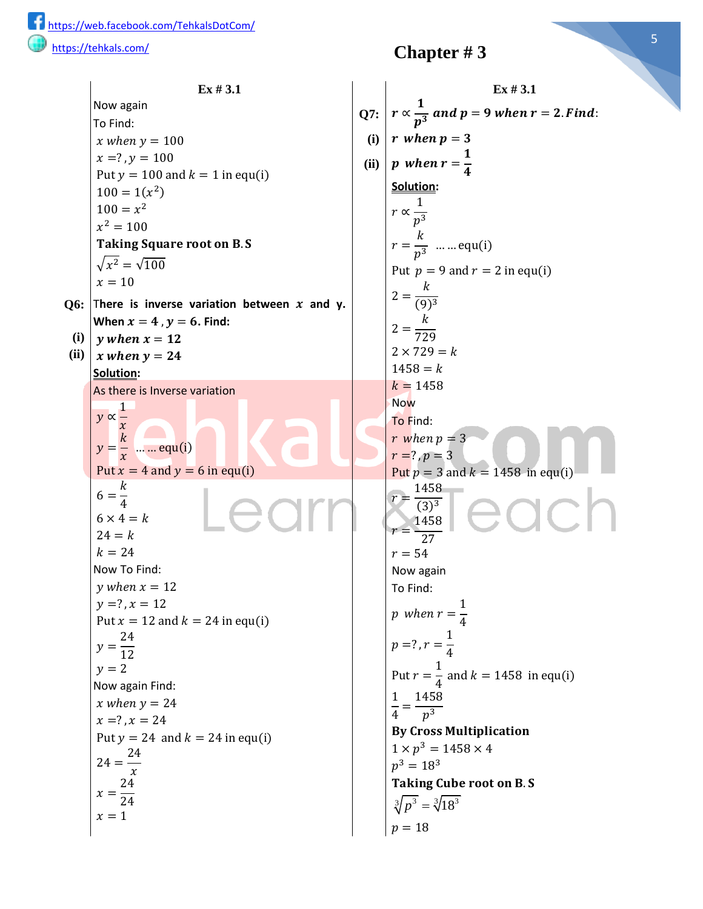# Chapter # 3

## Ex # 3.1

Now again

To Find:

$x$ when $y = 100$

$x = ?, y = 100$

Put $y = 100$ and $k = 1$ in equ(i)

$100 = 1(x^2)$

$100 = x^2$

$x^2 = 100$

**Taking Square root on B.S**

$\sqrt{x^2} = \sqrt{100}$

$x = 10$

**Q6:** **There is inverse variation between $x$ and y. When $x = 4, y = 6$. Find:**

**(i)** $y$ **when** $x = 12$

**(ii)** $x$ **when** $y = 24$

**Solution:**

As there is Inverse variation

$y \propto \frac{1}{x}$

$y = \frac{k}{x}$ ...... equ(i)

Put $x = 4$ and $y = 6$ in equ(i)

$6 = \frac{k}{4}$

$6 \times 4 = k$

$24 = k$

$k = 24$

Now To Find:

$y$ when $x = 12$

$y = ?, x = 12$

Put $x = 12$ and $k = 24$ in equ(i)

$y = \frac{24}{12}$

$y = 2$

Now again Find:

$x$ when $y = 24$

$x = ?, x = 24$

Put $y = 24$ and $k = 24$ in equ(i)

$24 = \frac{24}{x}$

$x = \frac{24}{24}$

$x = 1$

## Ex # 3.1

**Q7:** $r \propto \frac{1}{p^3}$ **and** $p = 9$ **when** $r = 2$**. Find:**

**(i)** $r$ **when** $p = 3$

**(ii)** $p$ **when** $r = \frac{1}{4}$

**Solution:**

$r \propto \frac{1}{p^3}$

$r = \frac{k}{p^3}$ ...... equ(i)

Put $p = 9$ and $r = 2$ in equ(i)

$2 = \frac{k}{(9)^3}$

$2 = \frac{k}{729}$

$2 \times 729 = k$

$1458 = k$

$k = 1458$

Now

To Find:

$r$ when $p = 3$

$r = ?, p = 3$

Put $p = 3$ and $k = 1458$ in equ(i)

$r = \frac{1458}{(3)^3}$

$r = \frac{1458}{27}$

$r = 54$

Now again

To Find:

$p$ when $r = \frac{1}{4}$

$p = ?, r = \frac{1}{4}$

Put $r = \frac{1}{4}$ and $k = 1458$ in equ(i)

$\frac{1}{4} = \frac{1458}{p^3}$

**By Cross Multiplication**

$1 \times p^3 = 1458 \times 4$

$p^3 = 18^3$

**Taking Cube root on B.S**

$\sqrt[3]{p^3} = \sqrt[3]{18^3}$

$p = 18$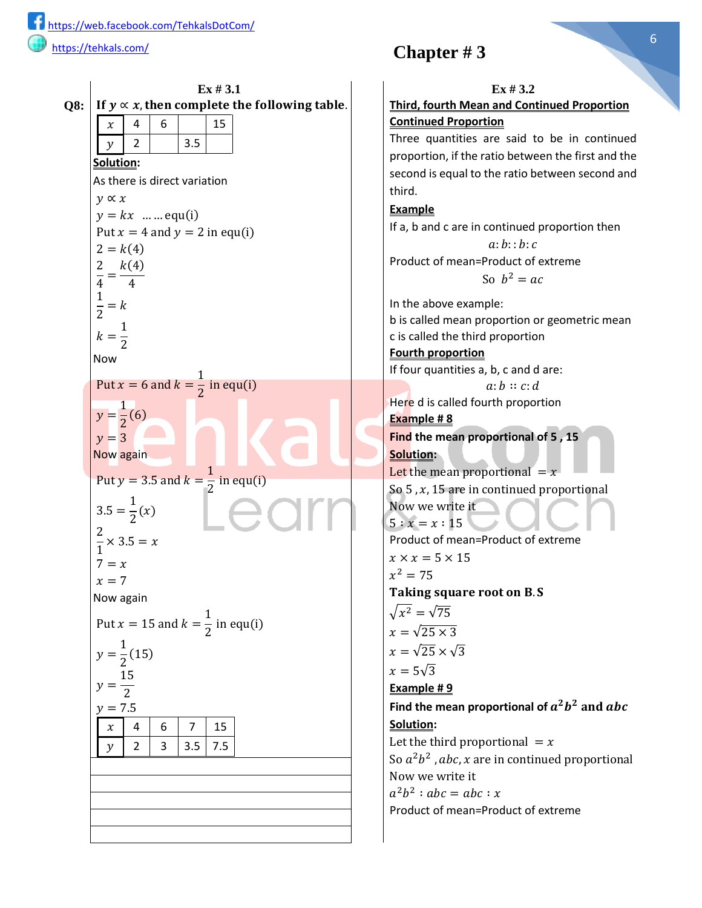# Chapter # 3

## Ex # 3.1

**Q8: If $y \propto x$, then complete the following table.**

| | | | | |
|---|---|---|---|---|
| $x$ | 4 | 6 | | 15 |
| $y$ | 2 | | 3.5 | |

**Solution:**

As there is direct variation

$y \propto x$

$y = kx$ ……equ(i)

Put $x = 4$ and $y = 2$ in equ(i)

$2 = k(4)$

$\frac{2}{4} = \frac{k(4)}{4}$

$\frac{1}{2} = k$

$k = \frac{1}{2}$

Now

Put $x = 6$ and $k = \frac{1}{2}$ in equ(i)

$y = \frac{1}{2}(6)$

$y = 3$

Now again

Put $y = 3.5$ and $k = \frac{1}{2}$ in equ(i)

$3.5 = \frac{1}{2}(x)$

$\frac{2}{1} \times 3.5 = x$

$7 = x$

$x = 7$

Now again

Put $x = 15$ and $k = \frac{1}{2}$ in equ(i)

$y = \frac{1}{2}(15)$

$y = \frac{15}{2}$

$y = 7.5$

| | | | | |
|---|---|---|---|---|
| $x$ | 4 | 6 | 7 | 15 |
| $y$ | 2 | 3 | 3.5 | 7.5 |

## Ex # 3.2

**Third, fourth Mean and Continued Proportion**

**Continued Proportion**

Three quantities are said to be in continued proportion, if the ratio between the first and the second is equal to the ratio between second and third.

**Example**

If a, b and c are in continued proportion then

$$a : b :: b : c$$

Product of mean=Product of extreme

$$\text{So } b^2 = ac$$

In the above example:

b is called mean proportion or geometric mean

c is called the third proportion

**Fourth proportion**

If four quantities a, b, c and d are:

$$a : b :: c : d$$

Here d is called fourth proportion

**Example # 8**

**Find the mean proportional of 5 , 15**

**Solution:**

Let the mean proportional $= x$

So $5, x, 15$ are in continued proportional

Now we write it

$5 : x = x : 15$

Product of mean=Product of extreme

$x \times x = 5 \times 15$

$x^2 = 75$

**Taking square root on B.S**

$\sqrt{x^2} = \sqrt{75}$

$x = \sqrt{25 \times 3}$

$x = \sqrt{25} \times \sqrt{3}$

$x = 5\sqrt{3}$

**Example # 9**

**Find the mean proportional of $a^2b^2$ and $abc$**

**Solution:**

Let the third proportional $= x$

So $a^2b^2, abc, x$ are in continued proportional

Now we write it

$a^2b^2 : abc = abc : x$

Product of mean=Product of extreme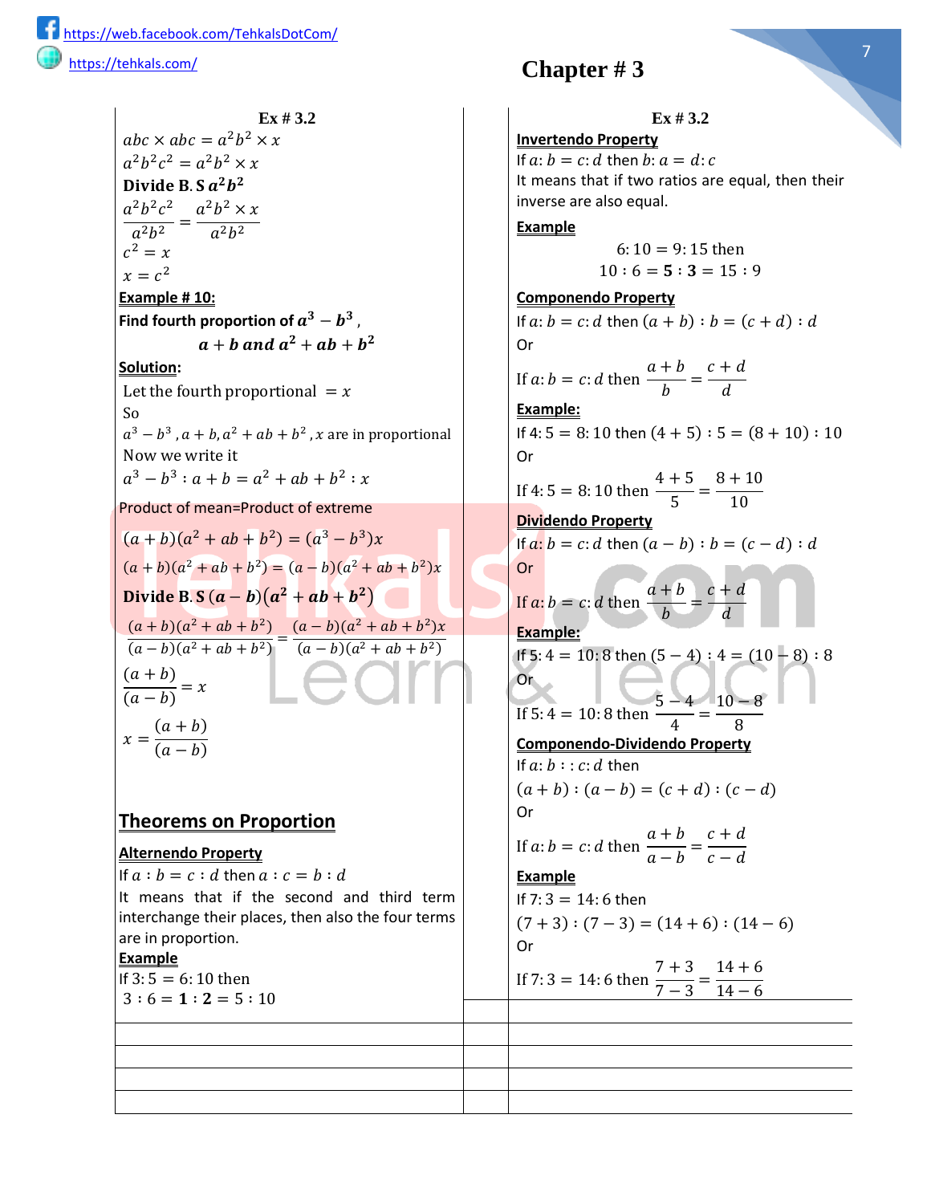## Ex # 3.2

$abc \times abc = a^2b^2 \times x$

$a^2b^2c^2 = a^2b^2 \times x$

**Divide B.S $a^2b^2$**

$$\frac{a^2b^2c^2}{a^2b^2} = \frac{a^2b^2 \times x}{a^2b^2}$$

$c^2 = x$

$x = c^2$

**Example # 10:**

**Find fourth proportion of $a^3 - b^3$ ,**

$$a + b \text{ and } a^2 + ab + b^2$$

**Solution:**

Let the fourth proportional $= x$

So

$a^3 - b^3 , a + b, a^2 + ab + b^2 , x$ are in proportional

Now we write it

$a^3 - b^3 : a + b = a^2 + ab + b^2 : x$

Product of mean=Product of extreme

$(a + b)(a^2 + ab + b^2) = (a^3 - b^3)x$

$(a + b)(a^2 + ab + b^2) = (a - b)(a^2 + ab + b^2)x$

**Divide B.S $(a - b)(a^2 + ab + b^2)$**

$$\frac{(a + b)(a^2 + ab + b^2)}{(a - b)(a^2 + ab + b^2)} = \frac{(a - b)(a^2 + ab + b^2)x}{(a - b)(a^2 + ab + b^2)}$$

$$\frac{(a + b)}{(a - b)} = x$$

$$x = \frac{(a + b)}{(a - b)}$$

## Theorems on Proportion

**Alternendo Property**

If $a : b = c : d$ then $a : c = b : d$

It means that if the second and third term interchange their places, then also the four terms are in proportion.

**Example**

If $3 : 5 = 6 : 10$ then

$3 : 6 = \mathbf{1} : \mathbf{2} = 5 : 10$

## Ex # 3.2

**Invertendo Property**

If $a : b = c : d$ then $b : a = d : c$

It means that if two ratios are equal, then their inverse are also equal.

**Example**

$6 : 10 = 9 : 15$ then

$10 : 6 = \mathbf{5} : \mathbf{3} = 15 : 9$

**Componendo Property**

If $a : b = c : d$ then $(a + b) : b = (c + d) : d$

Or

If $a : b = c : d$ then $\frac{a + b}{b} = \frac{c + d}{d}$

**Example:**

If $4 : 5 = 8 : 10$ then $(4 + 5) : 5 = (8 + 10) : 10$

Or

If $4 : 5 = 8 : 10$ then $\frac{4 + 5}{5} = \frac{8 + 10}{10}$

**Dividendo Property**

If $a : b = c : d$ then $(a - b) : b = (c - d) : d$

Or

If $a : b = c : d$ then $\frac{a + b}{b} = \frac{c + d}{d}$

**Example:**

If $5 : 4 = 10 : 8$ then $(5 - 4) : 4 = (10 - 8) : 8$

Or

If $5 : 4 = 10 : 8$ then $\frac{5 - 4}{4} = \frac{10 - 8}{8}$

**Componendo-Dividendo Property**

If $a : b :: c : d$ then

$(a + b) : (a - b) = (c + d) : (c - d)$

Or

If $a : b = c : d$ then $\frac{a + b}{a - b} = \frac{c + d}{c - d}$

**Example**

If $7 : 3 = 14 : 6$ then

$(7 + 3) : (7 - 3) = (14 + 6) : (14 - 6)$

Or

If $7 : 3 = 14 : 6$ then $\frac{7 + 3}{7 - 3} = \frac{14 + 6}{14 - 6}$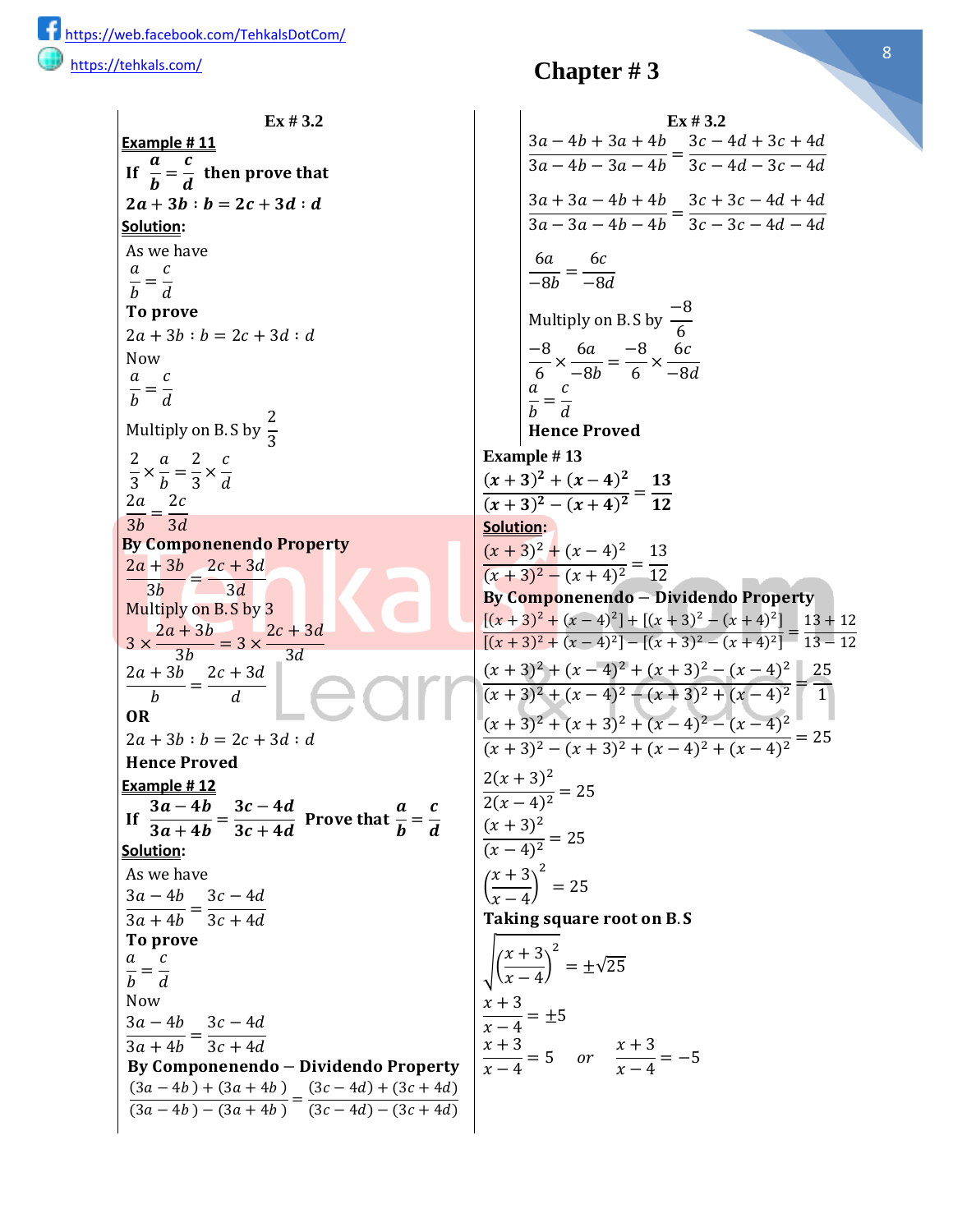## Chapter # 3

### Ex # 3.2

**Example # 11**

**If** $\dfrac{a}{b} = \dfrac{c}{d}$ **then prove that**

$\mathbf{2a + 3b : b = 2c + 3d : d}$

**Solution:**

As we have

$$\frac{a}{b} = \frac{c}{d}$$

**To prove**

$$2a + 3b : b = 2c + 3d : d$$

Now

$$\frac{a}{b} = \frac{c}{d}$$

Multiply on B.S by $\dfrac{2}{3}$

$$\frac{2}{3} \times \frac{a}{b} = \frac{2}{3} \times \frac{c}{d}$$

$$\frac{2a}{3b} = \frac{2c}{3d}$$

**By Componenendo Property**

$$\frac{2a + 3b}{3b} = \frac{2c + 3d}{3d}$$

Multiply on B.S by 3

$$3 \times \frac{2a + 3b}{3b} = 3 \times \frac{2c + 3d}{3d}$$

$$\frac{2a + 3b}{b} = \frac{2c + 3d}{d}$$

**OR**

$$2a + 3b : b = 2c + 3d : d$$

**Hence Proved**

**Example # 12**

**If** $\dfrac{3a - 4b}{3a + 4b} = \dfrac{3c - 4d}{3c + 4d}$ **Prove that** $\dfrac{a}{b} = \dfrac{c}{d}$

**Solution:**

As we have

$$\frac{3a - 4b}{3a + 4b} = \frac{3c - 4d}{3c + 4d}$$

**To prove**

$$\frac{a}{b} = \frac{c}{d}$$

Now

$$\frac{3a - 4b}{3a + 4b} = \frac{3c - 4d}{3c + 4d}$$

**By Componenendo – Dividendo Property**

$$\frac{(3a - 4b) + (3a + 4b)}{(3a - 4b) - (3a + 4b)} = \frac{(3c - 4d) + (3c + 4d)}{(3c - 4d) - (3c + 4d)}$$

$$\frac{3a - 4b + 3a + 4b}{3a - 4b - 3a - 4b} = \frac{3c - 4d + 3c + 4d}{3c - 4d - 3c - 4d}$$

$$\frac{3a + 3a - 4b + 4b}{3a - 3a - 4b - 4b} = \frac{3c + 3c - 4d + 4d}{3c - 3c - 4d - 4d}$$

$$\frac{6a}{-8b} = \frac{6c}{-8d}$$

Multiply on B.S by $\dfrac{-8}{6}$

$$\frac{-8}{6} \times \frac{6a}{-8b} = \frac{-8}{6} \times \frac{6c}{-8d}$$

$$\frac{a}{b} = \frac{c}{d}$$

**Hence Proved**

**Example # 13**

$$\frac{(x+3)^2 + (x-4)^2}{(x+3)^2 - (x+4)^2} = \frac{13}{12}$$

**Solution:**

$$\frac{(x+3)^2 + (x-4)^2}{(x+3)^2 - (x+4)^2} = \frac{13}{12}$$

**By Componenendo – Dividendo Property**

$$\frac{[(x+3)^2 + (x-4)^2] + [(x+3)^2 - (x+4)^2]}{[(x+3)^2 + (x-4)^2] - [(x+3)^2 - (x+4)^2]} = \frac{13 + 12}{13 - 12}$$

$$\frac{(x+3)^2 + (x-4)^2 + (x+3)^2 - (x-4)^2}{(x+3)^2 + (x-4)^2 - (x+3)^2 + (x-4)^2} = \frac{25}{1}$$

$$\frac{(x+3)^2 + (x+3)^2 + (x-4)^2 - (x-4)^2}{(x+3)^2 - (x+3)^2 + (x-4)^2 + (x-4)^2} = 25$$

$$\frac{2(x+3)^2}{2(x-4)^2} = 25$$

$$\frac{(x+3)^2}{(x-4)^2} = 25$$

$$\left(\frac{x+3}{x-4}\right)^2 = 25$$

**Taking square root on B.S**

$$\sqrt{\left(\frac{x+3}{x-4}\right)^2} = \pm\sqrt{25}$$

$$\frac{x+3}{x-4} = \pm 5$$

$$\frac{x+3}{x-4} = 5 \quad or \quad \frac{x+3}{x-4} = -5$$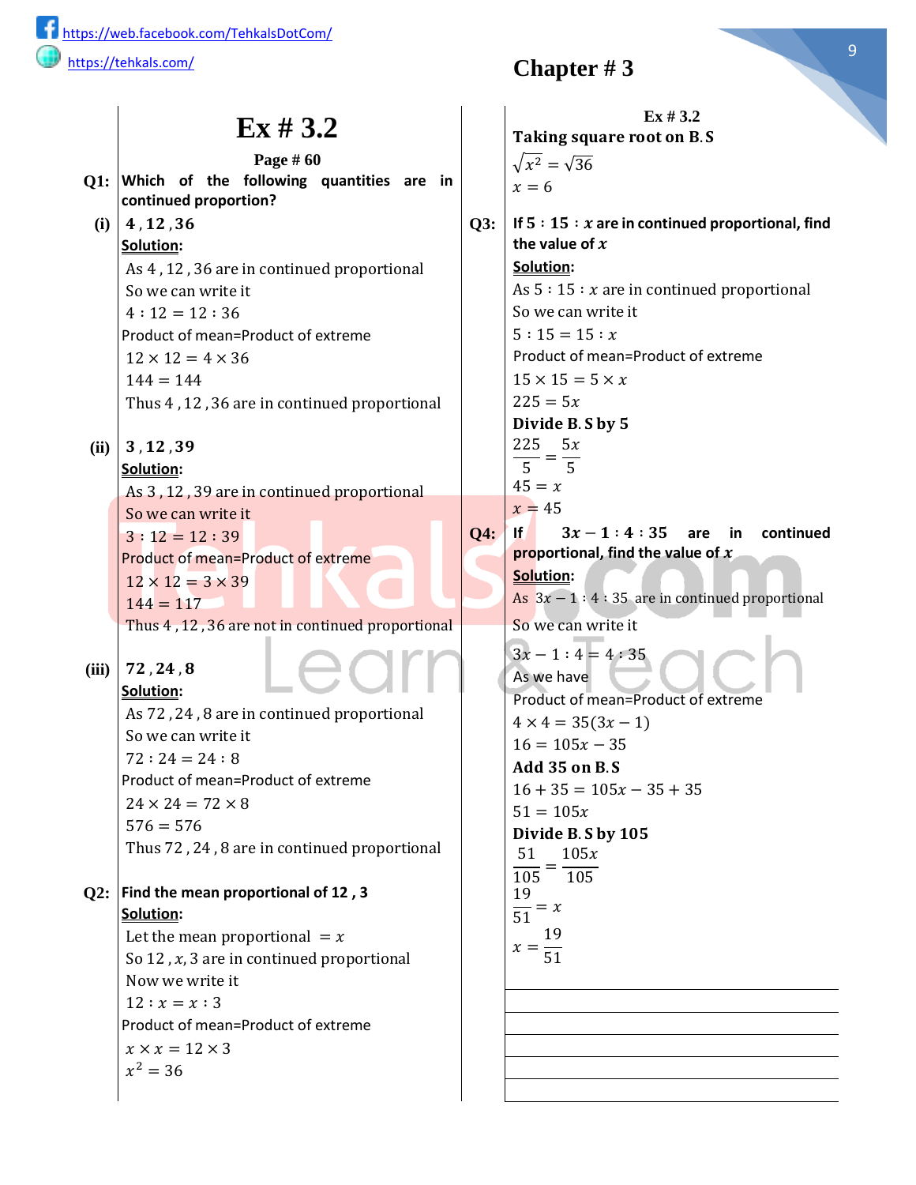# Ex # 3.2

**Page # 60**

**Q1: Which of the following quantities are in continued proportion?**

**(i) 4 , 12 , 36**

**Solution:**

As 4 , 12 , 36 are in continued proportional
So we can write it

$4 : 12 = 12 : 36$

Product of mean=Product of extreme

$12 \times 12 = 4 \times 36$

$144 = 144$

Thus 4 , 12 , 36 are in continued proportional

**(ii) 3 , 12 , 39**

**Solution:**

As 3 , 12 , 39 are in continued proportional
So we can write it

$3 : 12 = 12 : 39$

Product of mean=Product of extreme

$12 \times 12 = 3 \times 39$

$144 = 117$

Thus 4 , 12 , 36 are not in continued proportional

**(iii) 72 , 24 , 8**

**Solution:**

As 72 , 24 , 8 are in continued proportional
So we can write it

$72 : 24 = 24 : 8$

Product of mean=Product of extreme

$24 \times 24 = 72 \times 8$

$576 = 576$

Thus 72 , 24 , 8 are in continued proportional

**Q2: Find the mean proportional of 12 , 3**

**Solution:**

Let the mean proportional $= x$
So 12 , $x$, 3 are in continued proportional
Now we write it

$12 : x = x : 3$

Product of mean=Product of extreme

$x \times x = 12 \times 3$

$x^2 = 36$

**Taking square root on B.S**

$\sqrt{x^2} = \sqrt{36}$

$x = 6$

**Q3: If $5 : 15 : x$ are in continued proportional, find the value of $x$**

**Solution:**

As $5 : 15 : x$ are in continued proportional
So we can write it

$5 : 15 = 15 : x$

Product of mean=Product of extreme

$15 \times 15 = 5 \times x$

$225 = 5x$

**Divide B.S by 5**

$\frac{225}{5} = \frac{5x}{5}$

$45 = x$

$x = 45$

**Q4: If $3x - 1 : 4 : 35$ are in continued proportional, find the value of $x$**

**Solution:**

As $3x - 1 : 4 : 35$ are in continued proportional
So we can write it

$3x - 1 : 4 = 4 : 35$

As we have
Product of mean=Product of extreme

$4 \times 4 = 35(3x - 1)$

$16 = 105x - 35$

**Add 35 on B.S**

$16 + 35 = 105x - 35 + 35$

$51 = 105x$

**Divide B.S by 105**

$\frac{51}{105} = \frac{105x}{105}$

$\frac{19}{51} = x$

$x = \frac{19}{51}$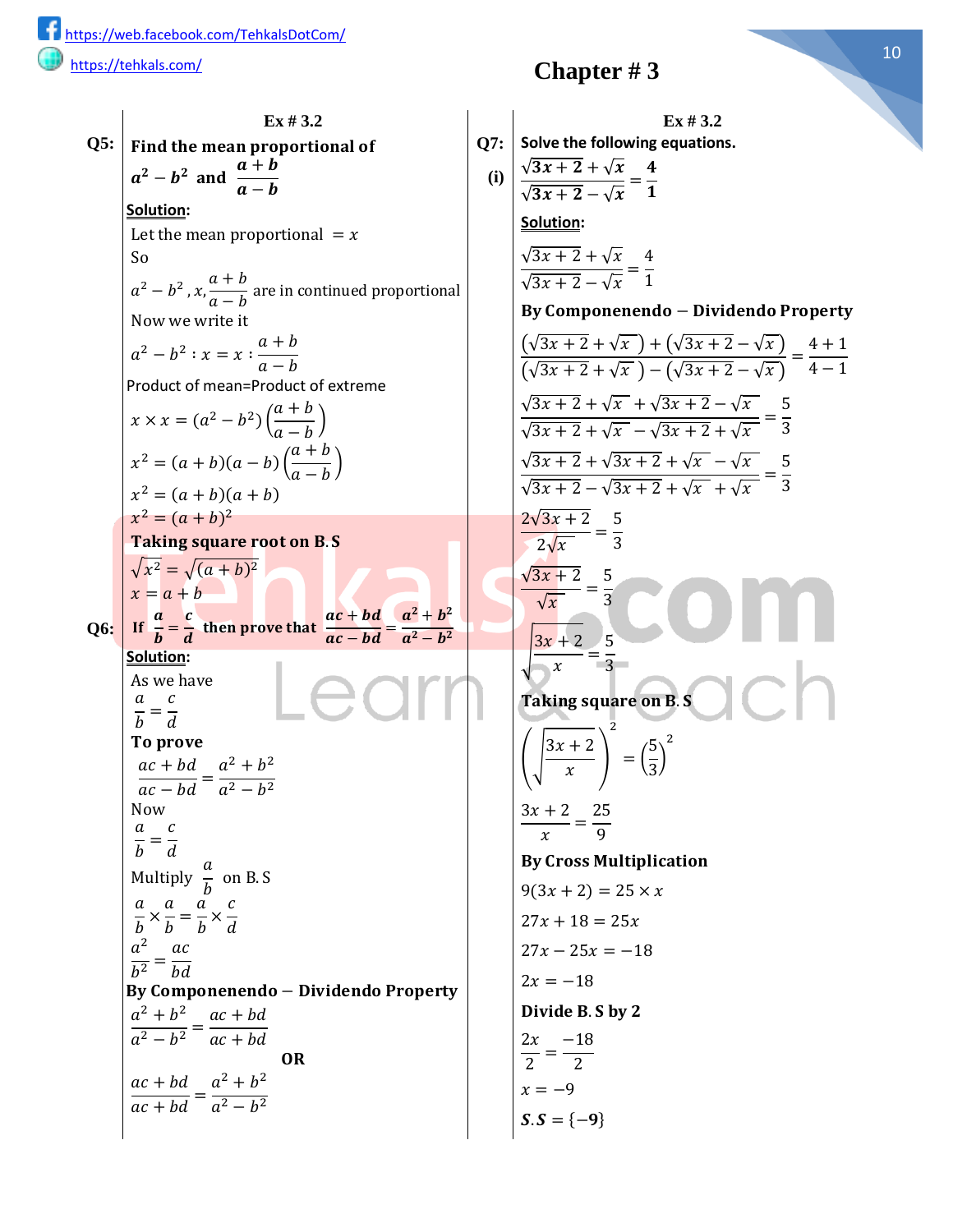# Chapter # 3

## Ex # 3.2

**Q5: Find the mean proportional of**

$$a^2 - b^2 \text{ and } \frac{a+b}{a-b}$$

**Solution:**

Let the mean proportional $= x$

So

$a^2 - b^2, x, \frac{a+b}{a-b}$ are in continued proportional

Now we write it

$$a^2 - b^2 : x = x : \frac{a+b}{a-b}$$

Product of mean=Product of extreme

$$x \times x = (a^2 - b^2)\left(\frac{a+b}{a-b}\right)$$

$$x^2 = (a+b)(a-b)\left(\frac{a+b}{a-b}\right)$$

$$x^2 = (a+b)(a+b)$$

$$x^2 = (a+b)^2$$

**Taking square root on B.S**

$$\sqrt{x^2} = \sqrt{(a+b)^2}$$

$$x = a+b$$

**Q6: If $\frac{a}{b} = \frac{c}{d}$ then prove that $\frac{ac+bd}{ac-bd} = \frac{a^2+b^2}{a^2-b^2}$**

**Solution:**

As we have

$$\frac{a}{b} = \frac{c}{d}$$

**To prove**

$$\frac{ac+bd}{ac-bd} = \frac{a^2+b^2}{a^2-b^2}$$

Now

$$\frac{a}{b} = \frac{c}{d}$$

Multiply $\frac{a}{b}$ on B.S

$$\frac{a}{b} \times \frac{a}{b} = \frac{a}{b} \times \frac{c}{d}$$

$$\frac{a^2}{b^2} = \frac{ac}{bd}$$

**By Componenendo − Dividendo Property**

$$\frac{a^2+b^2}{a^2-b^2} = \frac{ac+bd}{ac+bd}$$

**OR**

$$\frac{ac+bd}{ac+bd} = \frac{a^2+b^2}{a^2-b^2}$$

## Ex # 3.2

**Q7: Solve the following equations.**

**(i)** $\frac{\sqrt{3x+2}+\sqrt{x}}{\sqrt{3x+2}-\sqrt{x}} = \frac{4}{1}$

**Solution:**

$$\frac{\sqrt{3x+2}+\sqrt{x}}{\sqrt{3x+2}-\sqrt{x}} = \frac{4}{1}$$

**By Componenendo − Dividendo Property**

$$\frac{\left(\sqrt{3x+2}+\sqrt{x}\right)+\left(\sqrt{3x+2}-\sqrt{x}\right)}{\left(\sqrt{3x+2}+\sqrt{x}\right)-\left(\sqrt{3x+2}-\sqrt{x}\right)} = \frac{4+1}{4-1}$$

$$\frac{\sqrt{3x+2}+\sqrt{x}+\sqrt{3x+2}-\sqrt{x}}{\sqrt{3x+2}+\sqrt{x}-\sqrt{3x+2}+\sqrt{x}} = \frac{5}{3}$$

$$\frac{\sqrt{3x+2}+\sqrt{3x+2}+\sqrt{x}-\sqrt{x}}{\sqrt{3x+2}-\sqrt{3x+2}+\sqrt{x}+\sqrt{x}} = \frac{5}{3}$$

$$\frac{2\sqrt{3x+2}}{2\sqrt{x}} = \frac{5}{3}$$

$$\frac{\sqrt{3x+2}}{\sqrt{x}} = \frac{5}{3}$$

$$\sqrt{\frac{3x+2}{x}} = \frac{5}{3}$$

**Taking square on B.S**

$$\left(\sqrt{\frac{3x+2}{x}}\right)^2 = \left(\frac{5}{3}\right)^2$$

$$\frac{3x+2}{x} = \frac{25}{9}$$

**By Cross Multiplication**

$$9(3x+2) = 25 \times x$$

$$27x + 18 = 25x$$

$$27x - 25x = -18$$

$$2x = -18$$

**Divide B.S by 2**

$$\frac{2x}{2} = \frac{-18}{2}$$

$$x = -9$$

$$\boldsymbol{S.S = \{-9\}}$$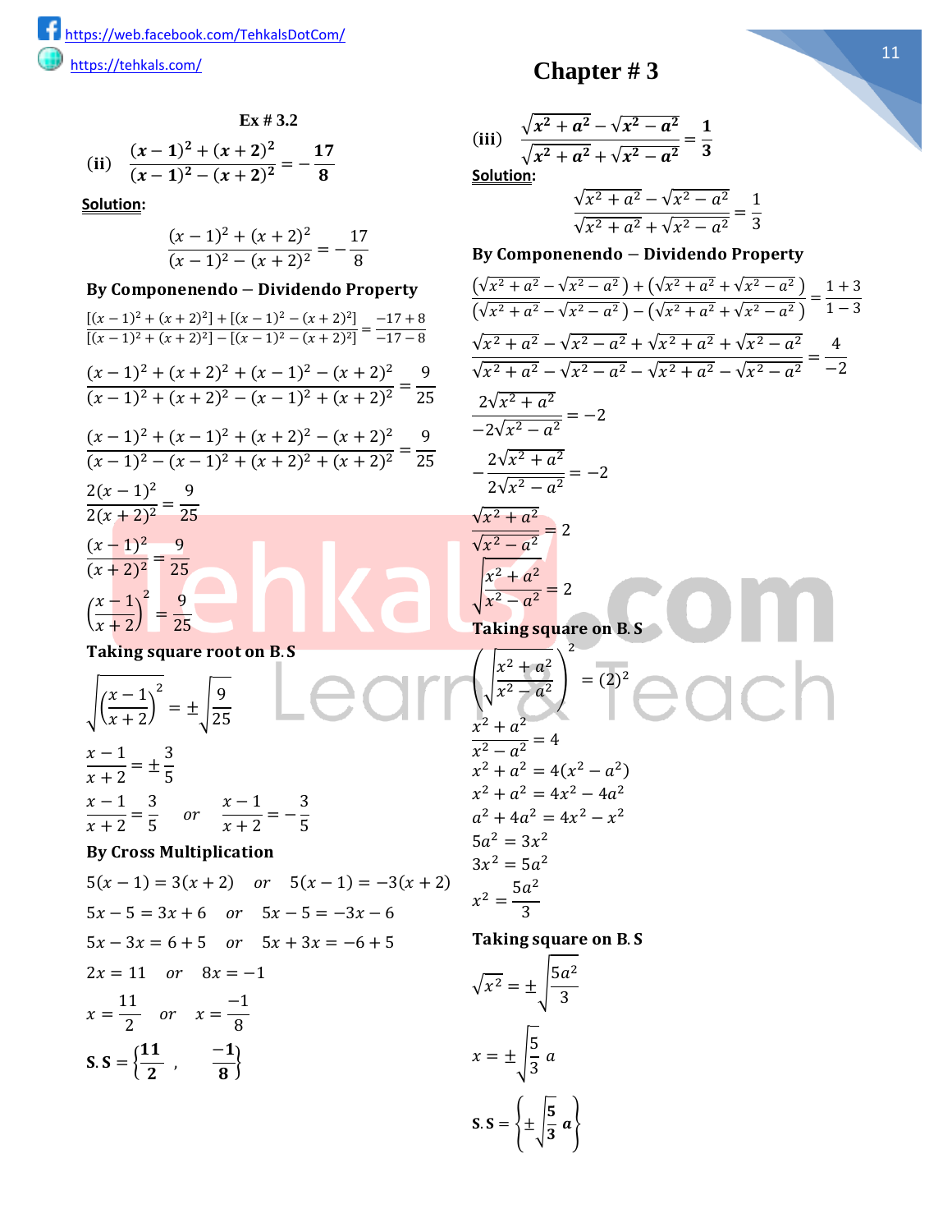# Chapter # 3

## Ex # 3.2

**(ii)** $\dfrac{(x-1)^2+(x+2)^2}{(x-1)^2-(x+2)^2} = -\dfrac{17}{8}$

**Solution:**

$$\frac{(x-1)^2+(x+2)^2}{(x-1)^2-(x+2)^2} = -\frac{17}{8}$$

**By Componenendo − Dividendo Property**

$$\frac{[(x-1)^2+(x+2)^2]+[(x-1)^2-(x+2)^2]}{[(x-1)^2+(x+2)^2]-[(x-1)^2-(x+2)^2]} = \frac{-17+8}{-17-8}$$

$$\frac{(x-1)^2+(x+2)^2+(x-1)^2-(x+2)^2}{(x-1)^2+(x+2)^2-(x-1)^2+(x+2)^2} = \frac{9}{25}$$

$$\frac{(x-1)^2+(x-1)^2+(x+2)^2-(x+2)^2}{(x-1)^2-(x-1)^2+(x+2)^2+(x+2)^2} = \frac{9}{25}$$

$$\frac{2(x-1)^2}{2(x+2)^2} = \frac{9}{25}$$

$$\frac{(x-1)^2}{(x+2)^2} = \frac{9}{25}$$

$$\left(\frac{x-1}{x+2}\right)^2 = \frac{9}{25}$$

**Taking square root on B.S**

$$\sqrt{\left(\frac{x-1}{x+2}\right)^2} = \pm\sqrt{\frac{9}{25}}$$

$$\frac{x-1}{x+2} = \pm\frac{3}{5}$$

$$\frac{x-1}{x+2} = \frac{3}{5} \quad or \quad \frac{x-1}{x+2} = -\frac{3}{5}$$

**By Cross Multiplication**

$5(x-1) = 3(x+2) \quad or \quad 5(x-1) = -3(x+2)$

$5x-5 = 3x+6 \quad or \quad 5x-5 = -3x-6$

$5x-3x = 6+5 \quad or \quad 5x+3x = -6+5$

$2x = 11 \quad or \quad 8x = -1$

$x = \dfrac{11}{2} \quad or \quad x = \dfrac{-1}{8}$

$$\textbf{S.S} = \left\{\frac{11}{2}\ ,\quad \frac{-1}{8}\right\}$$

**(iii)** $\dfrac{\sqrt{x^2+a^2}-\sqrt{x^2-a^2}}{\sqrt{x^2+a^2}+\sqrt{x^2-a^2}} = \dfrac{1}{3}$

**Solution:**

$$\frac{\sqrt{x^2+a^2}-\sqrt{x^2-a^2}}{\sqrt{x^2+a^2}+\sqrt{x^2-a^2}} = \frac{1}{3}$$

**By Componenendo − Dividendo Property**

$$\frac{\left(\sqrt{x^2+a^2}-\sqrt{x^2-a^2}\right)+\left(\sqrt{x^2+a^2}+\sqrt{x^2-a^2}\right)}{\left(\sqrt{x^2+a^2}-\sqrt{x^2-a^2}\right)-\left(\sqrt{x^2+a^2}+\sqrt{x^2-a^2}\right)} = \frac{1+3}{1-3}$$

$$\frac{\sqrt{x^2+a^2}-\sqrt{x^2-a^2}+\sqrt{x^2+a^2}+\sqrt{x^2-a^2}}{\sqrt{x^2+a^2}-\sqrt{x^2-a^2}-\sqrt{x^2+a^2}-\sqrt{x^2-a^2}} = \frac{4}{-2}$$

$$\frac{2\sqrt{x^2+a^2}}{-2\sqrt{x^2-a^2}} = -2$$

$$-\frac{2\sqrt{x^2+a^2}}{2\sqrt{x^2-a^2}} = -2$$

$$\frac{\sqrt{x^2+a^2}}{\sqrt{x^2-a^2}} = 2$$

$$\sqrt{\frac{x^2+a^2}{x^2-a^2}} = 2$$

**Taking square on B.S**

$$\left(\sqrt{\frac{x^2+a^2}{x^2-a^2}}\right)^2 = (2)^2$$

$$\frac{x^2+a^2}{x^2-a^2} = 4$$

$x^2+a^2 = 4(x^2-a^2)$

$x^2+a^2 = 4x^2-4a^2$

$a^2+4a^2 = 4x^2-x^2$

$5a^2 = 3x^2$

$3x^2 = 5a^2$

$$x^2 = \frac{5a^2}{3}$$

**Taking square on B.S**

$$\sqrt{x^2} = \pm\sqrt{\frac{5a^2}{3}}$$

$$x = \pm\sqrt{\frac{5}{3}}\,a$$

$$\textbf{S.S} = \left\{\pm\sqrt{\frac{5}{3}}\,a\right\}$$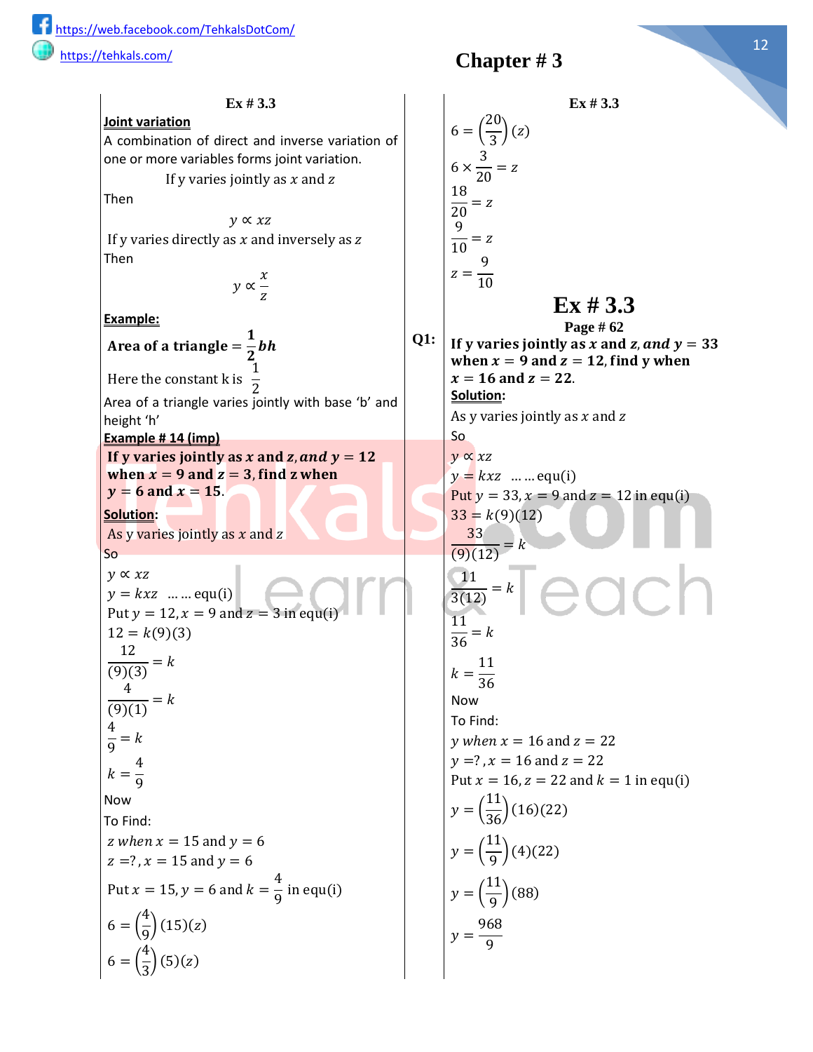## Ex # 3.3

**Joint variation**

A combination of direct and inverse variation of one or more variables forms joint variation.

If y varies jointly as $x$ and $z$

Then

$$y \propto xz$$

If y varies directly as $x$ and inversely as $z$

Then

$$y \propto \frac{x}{z}$$

**Example:**

**Area of a triangle** $= \frac{1}{2}bh$

Here the constant k is $\frac{1}{2}$

Area of a triangle varies jointly with base 'b' and height 'h'

**Example # 14 (imp)**

**If y varies jointly as $x$ and $z$, and $y = 12$ when $x = 9$ and $z = 3$, find z when $y = 6$ and $x = 15$.**

**Solution:**

As y varies jointly as $x$ and $z$

So

$y \propto xz$

$y = kxz$ …… equ(i)

Put $y = 12, x = 9$ and $z = 3$ in equ(i)

$12 = k(9)(3)$

$\frac{12}{(9)(3)} = k$

$\frac{4}{(9)(1)} = k$

$\frac{4}{9} = k$

$k = \frac{4}{9}$

Now

To Find:

$z$ when $x = 15$ and $y = 6$

$z = ?, x = 15$ and $y = 6$

Put $x = 15, y = 6$ and $k = \frac{4}{9}$ in equ(i)

$6 = \left(\frac{4}{9}\right)(15)(z)$

$6 = \left(\frac{4}{3}\right)(5)(z)$

$6 = \left(\frac{20}{3}\right)(z)$

$6 \times \frac{3}{20} = z$

$\frac{18}{20} = z$

$\frac{9}{10} = z$

$z = \frac{9}{10}$

# Ex # 3.3

**Page # 62**

**Q1: If y varies jointly as $x$ and $z$, and $y = 33$ when $x = 9$ and $z = 12$, find y when $x = 16$ and $z = 22$.**

**Solution:**

As y varies jointly as $x$ and $z$

So

$y \propto xz$

$y = kxz$ …… equ(i)

Put $y = 33, x = 9$ and $z = 12$ in equ(i)

$33 = k(9)(12)$

$\frac{33}{(9)(12)} = k$

$\frac{11}{3(12)} = k$

$\frac{11}{36} = k$

$k = \frac{11}{36}$

Now

To Find:

$y$ when $x = 16$ and $z = 22$

$y = ?, x = 16$ and $z = 22$

Put $x = 16, z = 22$ and $k = 1$ in equ(i)

$y = \left(\frac{11}{36}\right)(16)(22)$

$y = \left(\frac{11}{9}\right)(4)(22)$

$y = \left(\frac{11}{9}\right)(88)$

$y = \frac{968}{9}$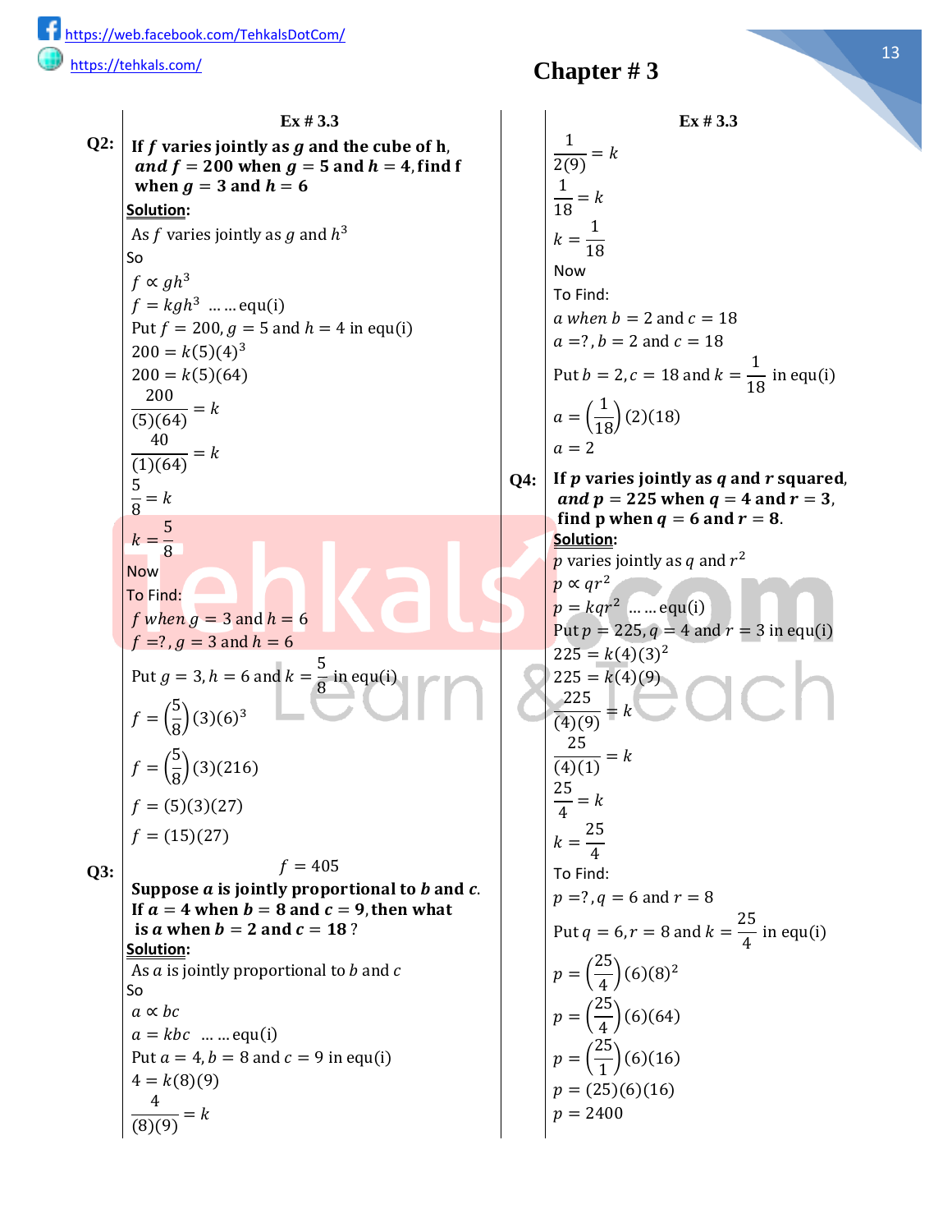## Ex # 3.3

**Q2:** **If $f$ varies jointly as $g$ and the cube of h, and $f = 200$ when $g = 5$ and $h = 4$, find f when $g = 3$ and $h = 6$**

**Solution:**

As $f$ varies jointly as $g$ and $h^3$

So

$f \propto gh^3$

$f = kgh^3$ ……equ(i)

Put $f = 200, g = 5$ and $h = 4$ in equ(i)

$200 = k(5)(4)^3$

$200 = k(5)(64)$

$\frac{200}{(5)(64)} = k$

$\frac{40}{(1)(64)} = k$

$\frac{5}{8} = k$

$k = \frac{5}{8}$

Now

To Find:

$f$ when $g = 3$ and $h = 6$

$f = ?, g = 3$ and $h = 6$

Put $g = 3, h = 6$ and $k = \frac{5}{8}$ in equ(i)

$f = \left(\frac{5}{8}\right)(3)(6)^3$

$f = \left(\frac{5}{8}\right)(3)(216)$

$f = (5)(3)(27)$

$f = (15)(27)$

$f = 405$

**Q3:** **Suppose $a$ is jointly proportional to $b$ and $c$. If $a = 4$ when $b = 8$ and $c = 9$, then what is $a$ when $b = 2$ and $c = 18$?**

**Solution:**

As $a$ is jointly proportional to $b$ and $c$

So

$a \propto bc$

$a = kbc$ ……equ(i)

Put $a = 4, b = 8$ and $c = 9$ in equ(i)

$4 = k(8)(9)$

$\frac{4}{(8)(9)} = k$

$\frac{1}{2(9)} = k$

$\frac{1}{18} = k$

$k = \frac{1}{18}$

Now

To Find:

$a$ when $b = 2$ and $c = 18$

$a = ?, b = 2$ and $c = 18$

Put $b = 2, c = 18$ and $k = \frac{1}{18}$ in equ(i)

$a = \left(\frac{1}{18}\right)(2)(18)$

$a = 2$

**Q4:** **If $p$ varies jointly as $q$ and $r$ squared, and $p = 225$ when $q = 4$ and $r = 3$, find p when $q = 6$ and $r = 8$.**

**Solution:**

$p$ varies jointly as $q$ and $r^2$

$p \propto qr^2$

$p = kqr^2$ ……equ(i)

Put $p = 225, q = 4$ and $r = 3$ in equ(i)

$225 = k(4)(3)^2$

$225 = k(4)(9)$

$\frac{225}{(4)(9)} = k$

$\frac{25}{(4)(1)} = k$

$\frac{25}{4} = k$

$k = \frac{25}{4}$

To Find:

$p = ?, q = 6$ and $r = 8$

Put $q = 6, r = 8$ and $k = \frac{25}{4}$ in equ(i)

$p = \left(\frac{25}{4}\right)(6)(8)^2$

$p = \left(\frac{25}{4}\right)(6)(64)$

$p = \left(\frac{25}{1}\right)(6)(16)$

$p = (25)(6)(16)$

$p = 2400$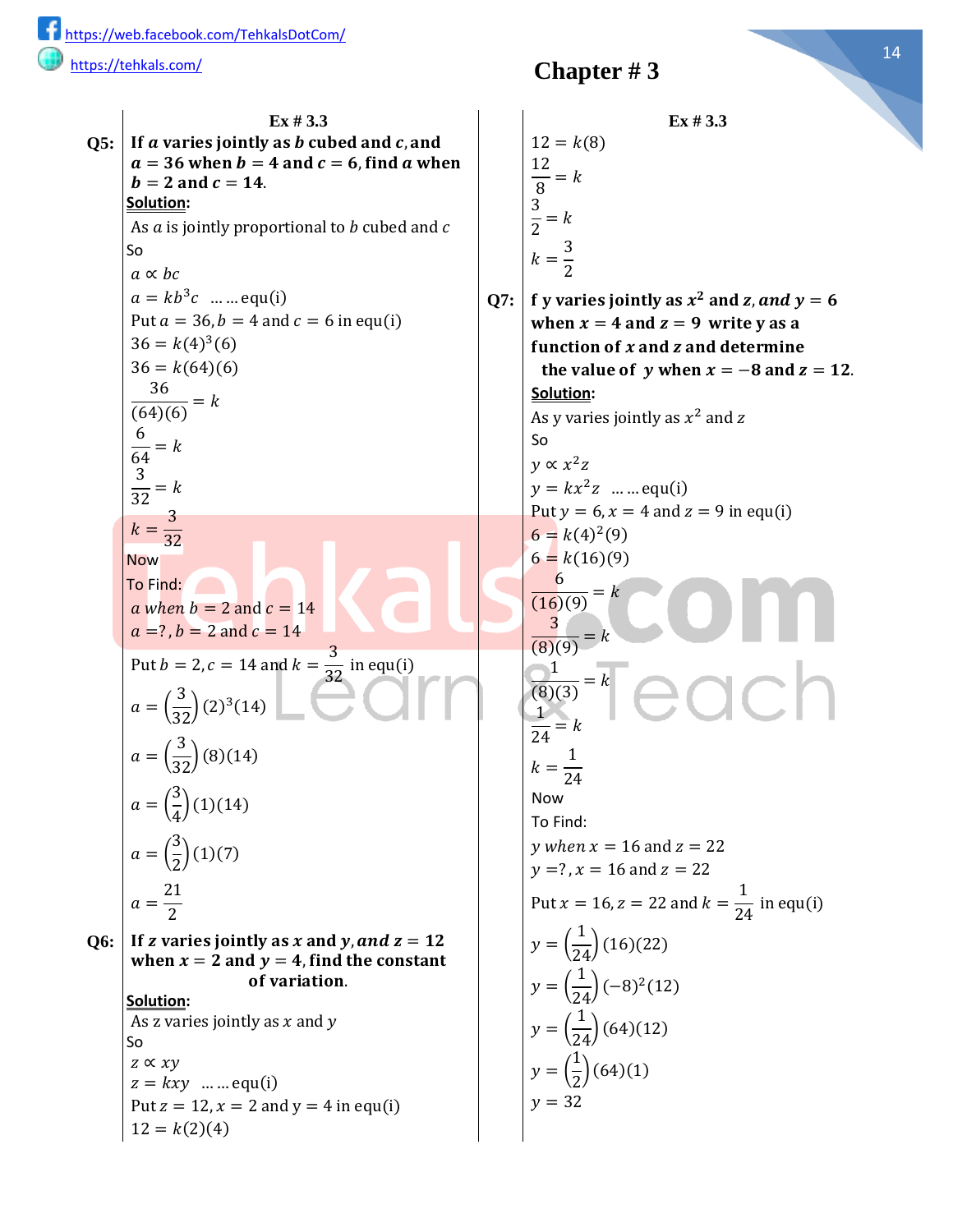## Chapter # 3

### Ex # 3.3

**Q5: If $a$ varies jointly as $b$ cubed and $c$, and $a = 36$ when $b = 4$ and $c = 6$, find $a$ when $b = 2$ and $c = 14$.**

**Solution:**

As $a$ is jointly proportional to $b$ cubed and $c$

So

$a \propto bc$

$a = kb^3c$ ……equ(i)

Put $a = 36, b = 4$ and $c = 6$ in equ(i)

$36 = k(4)^3(6)$

$36 = k(64)(6)$

$\frac{36}{(64)(6)} = k$

$\frac{6}{64} = k$

$\frac{3}{32} = k$

$k = \frac{3}{32}$

Now

To Find:

$a$ *when* $b = 2$ and $c = 14$

$a = ?, b = 2$ and $c = 14$

Put $b = 2, c = 14$ and $k = \frac{3}{32}$ in equ(i)

$a = \left(\frac{3}{32}\right)(2)^3(14)$

$a = \left(\frac{3}{32}\right)(8)(14)$

$a = \left(\frac{3}{4}\right)(1)(14)$

$a = \left(\frac{3}{2}\right)(1)(7)$

$a = \frac{21}{2}$

**Q6: If $z$ varies jointly as $x$ and $y$, and $z = 12$ when $x = 2$ and $y = 4$, find the constant of variation.**

**Solution:**

As z varies jointly as $x$ and $y$

So

$z \propto xy$

$z = kxy$ ……equ(i)

Put $z = 12, x = 2$ and y $= 4$ in equ(i)

$12 = k(2)(4)$

$12 = k(8)$

$\frac{12}{8} = k$

$\frac{3}{2} = k$

$k = \frac{3}{2}$

**Q7: f y varies jointly as $x^2$ and $z$, and $y = 6$ when $x = 4$ and $z = 9$ write y as a function of $x$ and $z$ and determine the value of $y$ when $x = -8$ and $z = 12$.**

**Solution:**

As y varies jointly as $x^2$ and $z$

So

$y \propto x^2z$

$y = kx^2z$ ……equ(i)

Put $y = 6, x = 4$ and $z = 9$ in equ(i)

$6 = k(4)^2(9)$

$6 = k(16)(9)$

$\frac{6}{(16)(9)} = k$

$\frac{3}{(8)(9)} = k$

$\frac{1}{(8)(3)} = k$

$\frac{1}{24} = k$

$k = \frac{1}{24}$

Now

To Find:

$y$ *when* $x = 16$ and $z = 22$

$y = ?, x = 16$ and $z = 22$

Put $x = 16, z = 22$ and $k = \frac{1}{24}$ in equ(i)

$y = \left(\frac{1}{24}\right)(16)(22)$

$y = \left(\frac{1}{24}\right)(-8)^2(12)$

$y = \left(\frac{1}{24}\right)(64)(12)$

$y = \left(\frac{1}{2}\right)(64)(1)$

$y = 32$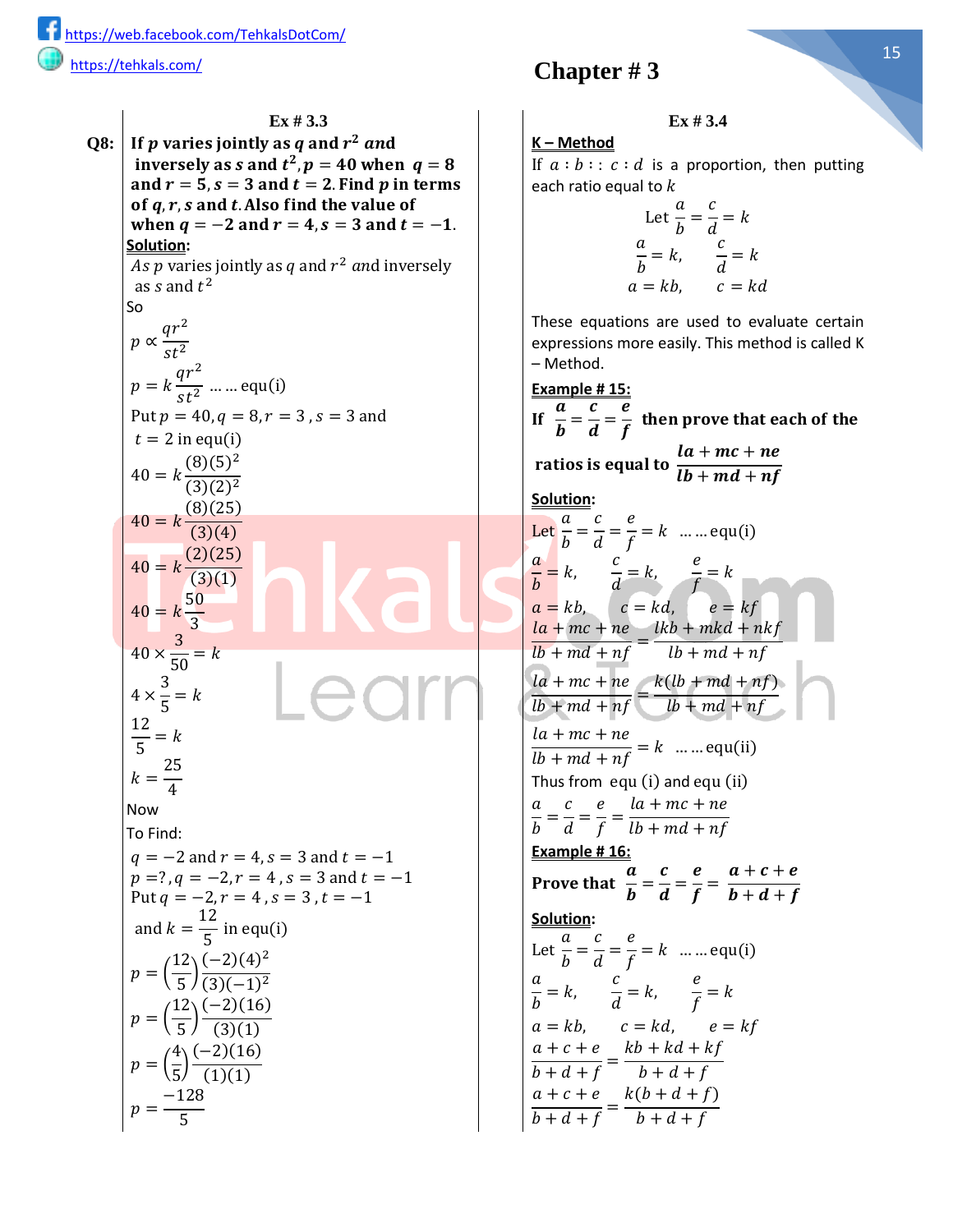## Chapter # 3

### Ex # 3.3

**Q8: If $p$ varies jointly as $q$ and $r^2$ and inversely as $s$ and $t^2$, $p = 40$ when $q = 8$ and $r = 5$, $s = 3$ and $t = 2$. Find $p$ in terms of $q, r, s$ and $t$. Also find the value of when $q = -2$ and $r = 4$, $s = 3$ and $t = -1$.**

**Solution:**

As $p$ varies jointly as $q$ and $r^2$ and inversely as $s$ and $t^2$

So

$$p \propto \frac{qr^2}{st^2}$$

$$p = k\frac{qr^2}{st^2} \quad \ldots\ldots \text{equ(i)}$$

Put $p = 40, q = 8, r = 3, s = 3$ and $t = 2$ in equ(i)

$$40 = k\frac{(8)(5)^2}{(3)(2)^2}$$

$$40 = k\frac{(8)(25)}{(3)(4)}$$

$$40 = k\frac{(2)(25)}{(3)(1)}$$

$$40 = k\frac{50}{3}$$

$$40 \times \frac{3}{50} = k$$

$$4 \times \frac{3}{5} = k$$

$$\frac{12}{5} = k$$

$$k = \frac{25}{4}$$

Now

To Find:

$q = -2$ and $r = 4, s = 3$ and $t = -1$

$p = ?, q = -2, r = 4, s = 3$ and $t = -1$

Put $q = -2, r = 4, s = 3, t = -1$ and $k = \dfrac{12}{5}$ in equ(i)

$$p = \left(\frac{12}{5}\right)\frac{(-2)(4)^2}{(3)(-1)^2}$$

$$p = \left(\frac{12}{5}\right)\frac{(-2)(16)}{(3)(1)}$$

$$p = \left(\frac{4}{5}\right)\frac{(-2)(16)}{(1)(1)}$$

$$p = \frac{-128}{5}$$

### Ex # 3.4

**K – Method**

If $a : b :: c : d$ is a proportion, then putting each ratio equal to $k$

$$\text{Let } \frac{a}{b} = \frac{c}{d} = k$$

$$\frac{a}{b} = k, \qquad \frac{c}{d} = k$$

$$a = kb, \qquad c = kd$$

These equations are used to evaluate certain expressions more easily. This method is called K – Method.

**Example # 15:**

**If $\dfrac{a}{b} = \dfrac{c}{d} = \dfrac{e}{f}$ then prove that each of the ratios is equal to $\dfrac{la + mc + ne}{lb + md + nf}$**

**Solution:**

$$\text{Let } \frac{a}{b} = \frac{c}{d} = \frac{e}{f} = k \quad \ldots\ldots \text{equ(i)}$$

$$\frac{a}{b} = k, \qquad \frac{c}{d} = k, \qquad \frac{e}{f} = k$$

$$a = kb, \qquad c = kd, \qquad e = kf$$

$$\frac{la + mc + ne}{lb + md + nf} = \frac{lkb + mkd + nkf}{lb + md + nf}$$

$$\frac{la + mc + ne}{lb + md + nf} = \frac{k(lb + md + nf)}{lb + md + nf}$$

$$\frac{la + mc + ne}{lb + md + nf} = k \quad \ldots\ldots \text{equ(ii)}$$

Thus from equ (i) and equ (ii)

$$\frac{a}{b} = \frac{c}{d} = \frac{e}{f} = \frac{la + mc + ne}{lb + md + nf}$$

**Example # 16:**

**Prove that $\dfrac{a}{b} = \dfrac{c}{d} = \dfrac{e}{f} = \dfrac{a + c + e}{b + d + f}$**

**Solution:**

$$\text{Let } \frac{a}{b} = \frac{c}{d} = \frac{e}{f} = k \quad \ldots\ldots \text{equ(i)}$$

$$\frac{a}{b} = k, \qquad \frac{c}{d} = k, \qquad \frac{e}{f} = k$$

$$a = kb, \qquad c = kd, \qquad e = kf$$

$$\frac{a + c + e}{b + d + f} = \frac{kb + kd + kf}{b + d + f}$$

$$\frac{a + c + e}{b + d + f} = \frac{k(b + d + f)}{b + d + f}$$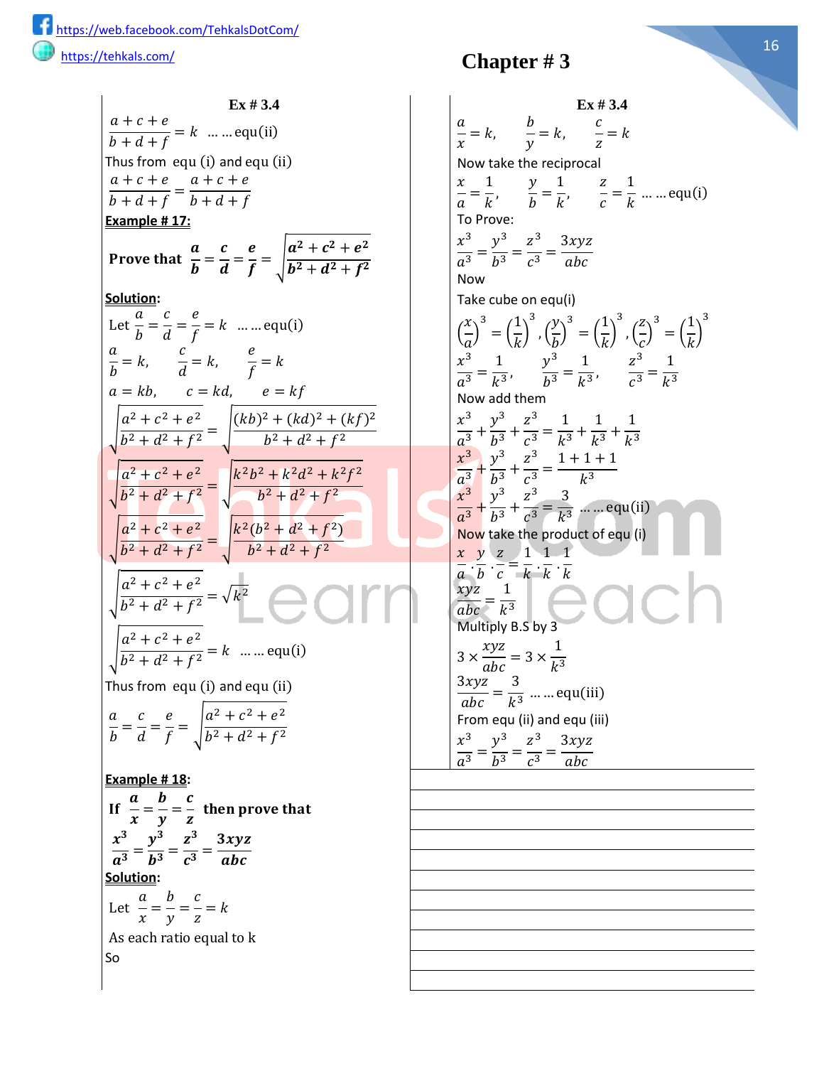## Ex # 3.4

$$\frac{a+c+e}{b+d+f} = k \quad \ldots\ldots \text{equ(ii)}$$

Thus from equ (i) and equ (ii)

$$\frac{a+c+e}{b+d+f} = \frac{a+c+e}{b+d+f}$$

**Example # 17:**

**Prove that** $\frac{a}{b} = \frac{c}{d} = \frac{e}{f} = \sqrt{\frac{a^2+c^2+e^2}{b^2+d^2+f^2}}$

**Solution:**

Let $\frac{a}{b} = \frac{c}{d} = \frac{e}{f} = k \quad \ldots\ldots \text{equ(i)}$

$$\frac{a}{b} = k, \quad \frac{c}{d} = k, \quad \frac{e}{f} = k$$

$$a = kb, \quad c = kd, \quad e = kf$$

$$\sqrt{\frac{a^2+c^2+e^2}{b^2+d^2+f^2}} = \sqrt{\frac{(kb)^2+(kd)^2+(kf)^2}{b^2+d^2+f^2}}$$

$$\sqrt{\frac{a^2+c^2+e^2}{b^2+d^2+f^2}} = \sqrt{\frac{k^2b^2+k^2d^2+k^2f^2}{b^2+d^2+f^2}}$$

$$\sqrt{\frac{a^2+c^2+e^2}{b^2+d^2+f^2}} = \sqrt{\frac{k^2(b^2+d^2+f^2)}{b^2+d^2+f^2}}$$

$$\sqrt{\frac{a^2+c^2+e^2}{b^2+d^2+f^2}} = \sqrt{k^2}$$

$$\sqrt{\frac{a^2+c^2+e^2}{b^2+d^2+f^2}} = k \quad \ldots\ldots \text{equ(i)}$$

Thus from equ (i) and equ (ii)

$$\frac{a}{b} = \frac{c}{d} = \frac{e}{f} = \sqrt{\frac{a^2+c^2+e^2}{b^2+d^2+f^2}}$$

**Example # 18:**

**If** $\frac{a}{x} = \frac{b}{y} = \frac{c}{z}$ **then prove that**

$$\frac{x^3}{a^3} = \frac{y^3}{b^3} = \frac{z^3}{c^3} = \frac{3xyz}{abc}$$

**Solution:**

Let $\frac{a}{x} = \frac{b}{y} = \frac{c}{z} = k$

As each ratio equal to k

So

$$\frac{a}{x} = k, \quad \frac{b}{y} = k, \quad \frac{c}{z} = k$$

Now take the reciprocal

$$\frac{x}{a} = \frac{1}{k}, \quad \frac{y}{b} = \frac{1}{k}, \quad \frac{z}{c} = \frac{1}{k} \quad \ldots\ldots \text{equ(i)}$$

To Prove:

$$\frac{x^3}{a^3} = \frac{y^3}{b^3} = \frac{z^3}{c^3} = \frac{3xyz}{abc}$$

Now

Take cube on equ(i)

$$\left(\frac{x}{a}\right)^3 = \left(\frac{1}{k}\right)^3, \left(\frac{y}{b}\right)^3 = \left(\frac{1}{k}\right)^3, \left(\frac{z}{c}\right)^3 = \left(\frac{1}{k}\right)^3$$

$$\frac{x^3}{a^3} = \frac{1}{k^3}, \quad \frac{y^3}{b^3} = \frac{1}{k^3}, \quad \frac{z^3}{c^3} = \frac{1}{k^3}$$

Now add them

$$\frac{x^3}{a^3} + \frac{y^3}{b^3} + \frac{z^3}{c^3} = \frac{1}{k^3} + \frac{1}{k^3} + \frac{1}{k^3}$$

$$\frac{x^3}{a^3} + \frac{y^3}{b^3} + \frac{z^3}{c^3} = \frac{1+1+1}{k^3}$$

$$\frac{x^3}{a^3} + \frac{y^3}{b^3} + \frac{z^3}{c^3} = \frac{3}{k^3} \quad \ldots\ldots \text{equ(ii)}$$

Now take the product of equ (i)

$$\frac{x}{a} \cdot \frac{y}{b} \cdot \frac{z}{c} = \frac{1}{k} \cdot \frac{1}{k} \cdot \frac{1}{k}$$

$$\frac{xyz}{abc} = \frac{1}{k^3}$$

Multiply B.S by 3

$$3 \times \frac{xyz}{abc} = 3 \times \frac{1}{k^3}$$

$$\frac{3xyz}{abc} = \frac{3}{k^3} \quad \ldots\ldots \text{equ(iii)}$$

From equ (ii) and equ (iii)

$$\frac{x^3}{a^3} = \frac{y^3}{b^3} = \frac{z^3}{c^3} = \frac{3xyz}{abc}$$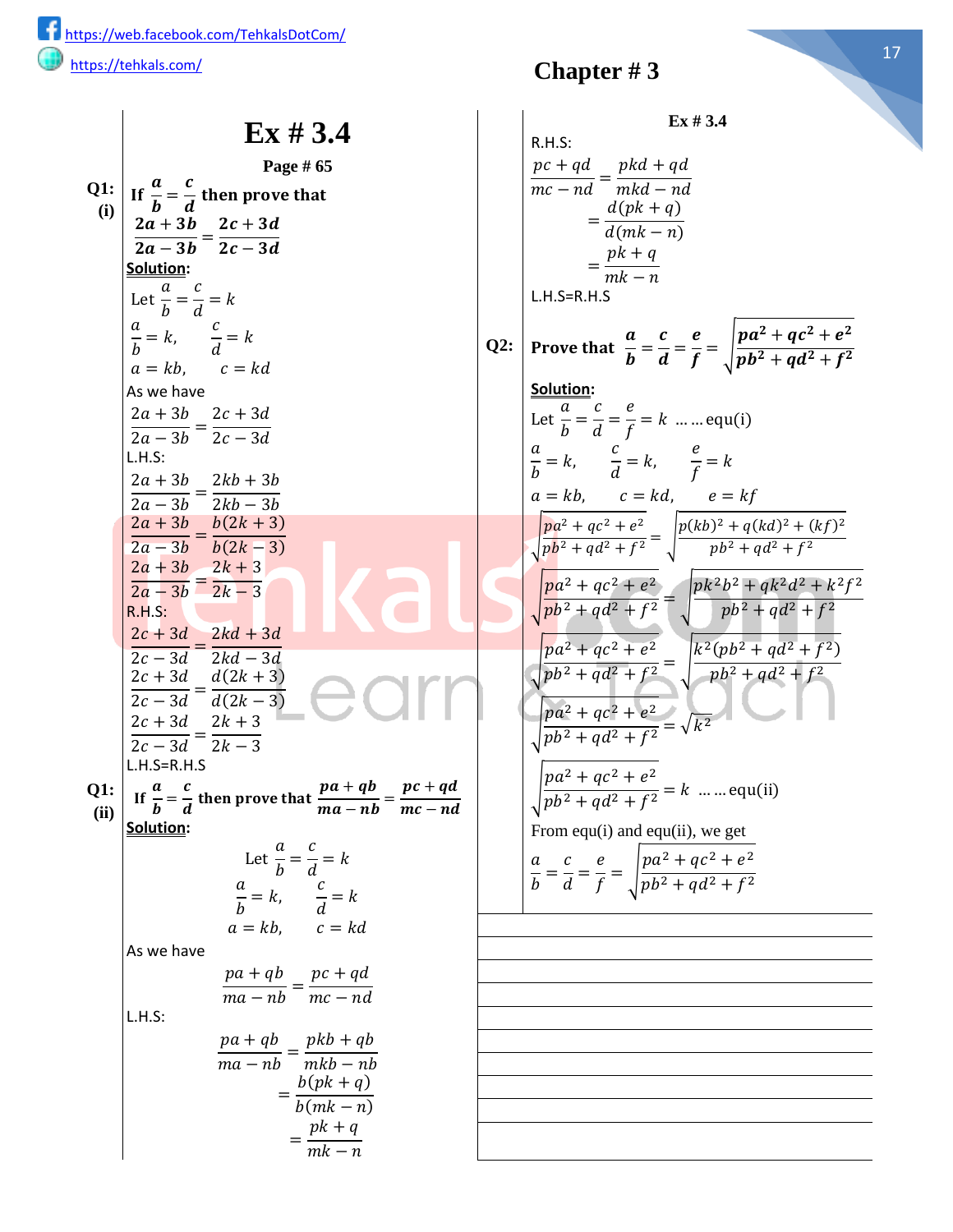## Chapter # 3

# Ex # 3.4

**Page # 65**

**Q1: (i)** **If $\frac{a}{b}=\frac{c}{d}$ then prove that**

$$\frac{2a+3b}{2a-3b}=\frac{2c+3d}{2c-3d}$$

**Solution:**

Let $\frac{a}{b}=\frac{c}{d}=k$

$\frac{a}{b}=k, \quad \frac{c}{d}=k$

$a=kb, \quad c=kd$

As we have

$$\frac{2a+3b}{2a-3b}=\frac{2c+3d}{2c-3d}$$

L.H.S:

$$\frac{2a+3b}{2a-3b}=\frac{2kb+3b}{2kb-3b}$$

$$\frac{2a+3b}{2a-3b}=\frac{b(2k+3)}{b(2k-3)}$$

$$\frac{2a+3b}{2a-3b}=\frac{2k+3}{2k-3}$$

R.H.S:

$$\frac{2c+3d}{2c-3d}=\frac{2kd+3d}{2kd-3d}$$

$$\frac{2c+3d}{2c-3d}=\frac{d(2k+3)}{d(2k-3)}$$

$$\frac{2c+3d}{2c-3d}=\frac{2k+3}{2k-3}$$

L.H.S=R.H.S

**Q1: (ii)** **If $\frac{a}{b}=\frac{c}{d}$ then prove that $\frac{pa+qb}{ma-nb}=\frac{pc+qd}{mc-nd}$**

**Solution:**

Let $\frac{a}{b}=\frac{c}{d}=k$

$\frac{a}{b}=k, \quad \frac{c}{d}=k$

$a=kb, \quad c=kd$

As we have

$$\frac{pa+qb}{ma-nb}=\frac{pc+qd}{mc-nd}$$

L.H.S:

$$\frac{pa+qb}{ma-nb}=\frac{pkb+qb}{mkb-nb}$$

$$=\frac{b(pk+q)}{b(mk-n)}$$

$$=\frac{pk+q}{mk-n}$$

R.H.S:

$$\frac{pc+qd}{mc-nd}=\frac{pkd+qd}{mkd-nd}$$

$$=\frac{d(pk+q)}{d(mk-n)}$$

$$=\frac{pk+q}{mk-n}$$

L.H.S=R.H.S

**Q2:** **Prove that $\frac{a}{b}=\frac{c}{d}=\frac{e}{f}=\sqrt{\frac{pa^2+qc^2+e^2}{pb^2+qd^2+f^2}}$**

**Solution:**

Let $\frac{a}{b}=\frac{c}{d}=\frac{e}{f}=k$ ……equ(i)

$\frac{a}{b}=k, \quad \frac{c}{d}=k, \quad \frac{e}{f}=k$

$a=kb, \quad c=kd, \quad e=kf$

$$\sqrt{\frac{pa^2+qc^2+e^2}{pb^2+qd^2+f^2}}=\sqrt{\frac{p(kb)^2+q(kd)^2+(kf)^2}{pb^2+qd^2+f^2}}$$

$$\sqrt{\frac{pa^2+qc^2+e^2}{pb^2+qd^2+f^2}}=\sqrt{\frac{pk^2b^2+qk^2d^2+k^2f^2}{pb^2+qd^2+f^2}}$$

$$\sqrt{\frac{pa^2+qc^2+e^2}{pb^2+qd^2+f^2}}=\sqrt{\frac{k^2(pb^2+qd^2+f^2)}{pb^2+qd^2+f^2}}$$

$$\sqrt{\frac{pa^2+qc^2+e^2}{pb^2+qd^2+f^2}}=\sqrt{k^2}$$

$$\sqrt{\frac{pa^2+qc^2+e^2}{pb^2+qd^2+f^2}}=k \text{ ……equ(ii)}$$

From equ(i) and equ(ii), we get

$$\frac{a}{b}=\frac{c}{d}=\frac{e}{f}=\sqrt{\frac{pa^2+qc^2+e^2}{pb^2+qd^2+f^2}}$$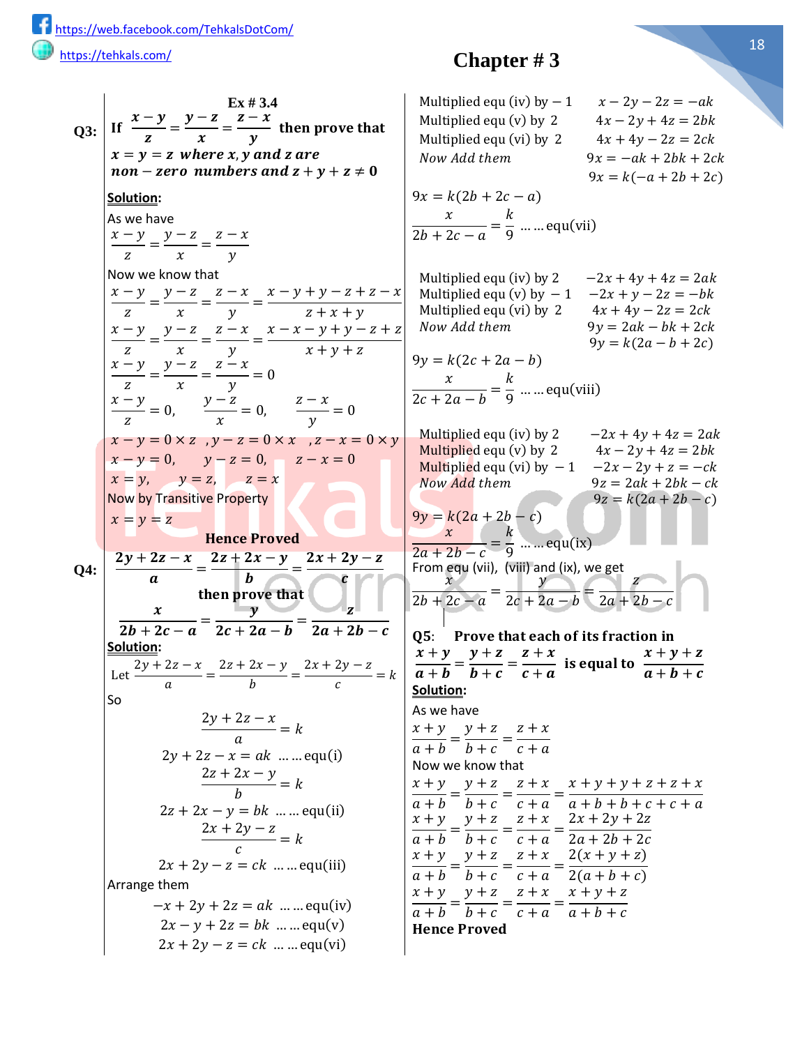## Ex # 3.4

**Q3:** **If** $\dfrac{x-y}{z}=\dfrac{y-z}{x}=\dfrac{z-x}{y}$ **then prove that** $x=y=z$ **where** $x, y$ **and** $z$ **are non-zero numbers and** $z+y+z\neq 0$

**Solution:**

As we have

$$\frac{x-y}{z}=\frac{y-z}{x}=\frac{z-x}{y}$$

Now we know that

$$\frac{x-y}{z}=\frac{y-z}{x}=\frac{z-x}{y}=\frac{x-y+y-z+z-x}{z+x+y}$$

$$\frac{x-y}{z}=\frac{y-z}{x}=\frac{z-x}{y}=\frac{x-x-y+y-z+z}{x+y+z}$$

$$\frac{x-y}{z}=\frac{y-z}{x}=\frac{z-x}{y}=0$$

$$\frac{x-y}{z}=0,\quad \frac{y-z}{x}=0,\quad \frac{z-x}{y}=0$$

$$x-y=0\times z\ ,y-z=0\times x\ ,z-x=0\times y$$

$$x-y=0,\quad y-z=0,\quad z-x=0$$

$$x=y,\quad y=z,\quad z=x$$

Now by Transitive Property

$$x=y=z$$

**Hence Proved**

**Q4:** $\dfrac{2y+2z-x}{a}=\dfrac{2z+2x-y}{b}=\dfrac{2x+2y-z}{c}$ **then prove that** $\dfrac{x}{2b+2c-a}=\dfrac{y}{2c+2a-b}=\dfrac{z}{2a+2b-c}$

**Solution:**

Let $\dfrac{2y+2z-x}{a}=\dfrac{2z+2x-y}{b}=\dfrac{2x+2y-z}{c}=k$

So

$$\frac{2y+2z-x}{a}=k$$

$$2y+2z-x=ak\ \ \ldots\ldots\text{equ(i)}$$

$$\frac{2z+2x-y}{b}=k$$

$$2z+2x-y=bk\ \ \ldots\ldots\text{equ(ii)}$$

$$\frac{2x+2y-z}{c}=k$$

$$2x+2y-z=ck\ \ \ldots\ldots\text{equ(iii)}$$

Arrange them

$$-x+2y+2z=ak\ \ \ldots\ldots\text{equ(iv)}$$

$$2x-y+2z=bk\ \ \ldots\ldots\text{equ(v)}$$

$$2x+2y-z=ck\ \ \ldots\ldots\text{equ(vi)}$$

Multiplied equ (iv) by $-1$ $\quad x-2y-2z=-ak$

Multiplied equ (v) by $2$ $\quad 4x-2y+4z=2bk$

Multiplied equ (vi) by $2$ $\quad 4x+4y-2z=2ck$

*Now Add them* $\quad 9x=-ak+2bk+2ck$

$$9x=k(-a+2b+2c)$$

$$9x=k(2b+2c-a)$$

$$\frac{x}{2b+2c-a}=\frac{k}{9}\ \ \ldots\ldots\text{equ(vii)}$$

Multiplied equ (iv) by $2$ $\quad -2x+4y+4z=2ak$

Multiplied equ (v) by $-1$ $\quad -2x+y-2z=-bk$

Multiplied equ (vi) by $2$ $\quad 4x+4y-2z=2ck$

*Now Add them* $\quad 9y=2ak-bk+2ck$

$$9y=k(2a-b+2c)$$

$$9y=k(2c+2a-b)$$

$$\frac{x}{2c+2a-b}=\frac{k}{9}\ \ \ldots\ldots\text{equ(viii)}$$

Multiplied equ (iv) by $2$ $\quad -2x+4y+4z=2ak$

Multiplied equ (v) by $2$ $\quad 4x-2y+4z=2bk$

Multiplied equ (vi) by $-1$ $\quad -2x-2y+z=-ck$

*Now Add them* $\quad 9z=2ak+2bk-ck$

$$9z=k(2a+2b-c)$$

$$9y=k(2a+2b-c)$$

$$\frac{x}{2a+2b-c}=\frac{k}{9}\ \ \ldots\ldots\text{equ(ix)}$$

From equ (vii), (viii) and (ix), we get

$$\frac{x}{2b+2c-a}=\frac{y}{2c+2a-b}=\frac{z}{2a+2b-c}$$

**Q5:** **Prove that each of its fraction in** $\dfrac{x+y}{a+b}=\dfrac{y+z}{b+c}=\dfrac{z+x}{c+a}$ **is equal to** $\dfrac{x+y+z}{a+b+c}$

**Solution:**

As we have

$$\frac{x+y}{a+b}=\frac{y+z}{b+c}=\frac{z+x}{c+a}$$

Now we know that

$$\frac{x+y}{a+b}=\frac{y+z}{b+c}=\frac{z+x}{c+a}=\frac{x+y+y+z+z+x}{a+b+b+c+c+a}$$

$$\frac{x+y}{a+b}=\frac{y+z}{b+c}=\frac{z+x}{c+a}=\frac{2x+2y+2z}{2a+2b+2c}$$

$$\frac{x+y}{a+b}=\frac{y+z}{b+c}=\frac{z+x}{c+a}=\frac{2(x+y+z)}{2(a+b+c)}$$

$$\frac{x+y}{a+b}=\frac{y+z}{b+c}=\frac{z+x}{c+a}=\frac{x+y+z}{a+b+c}$$

**Hence Proved**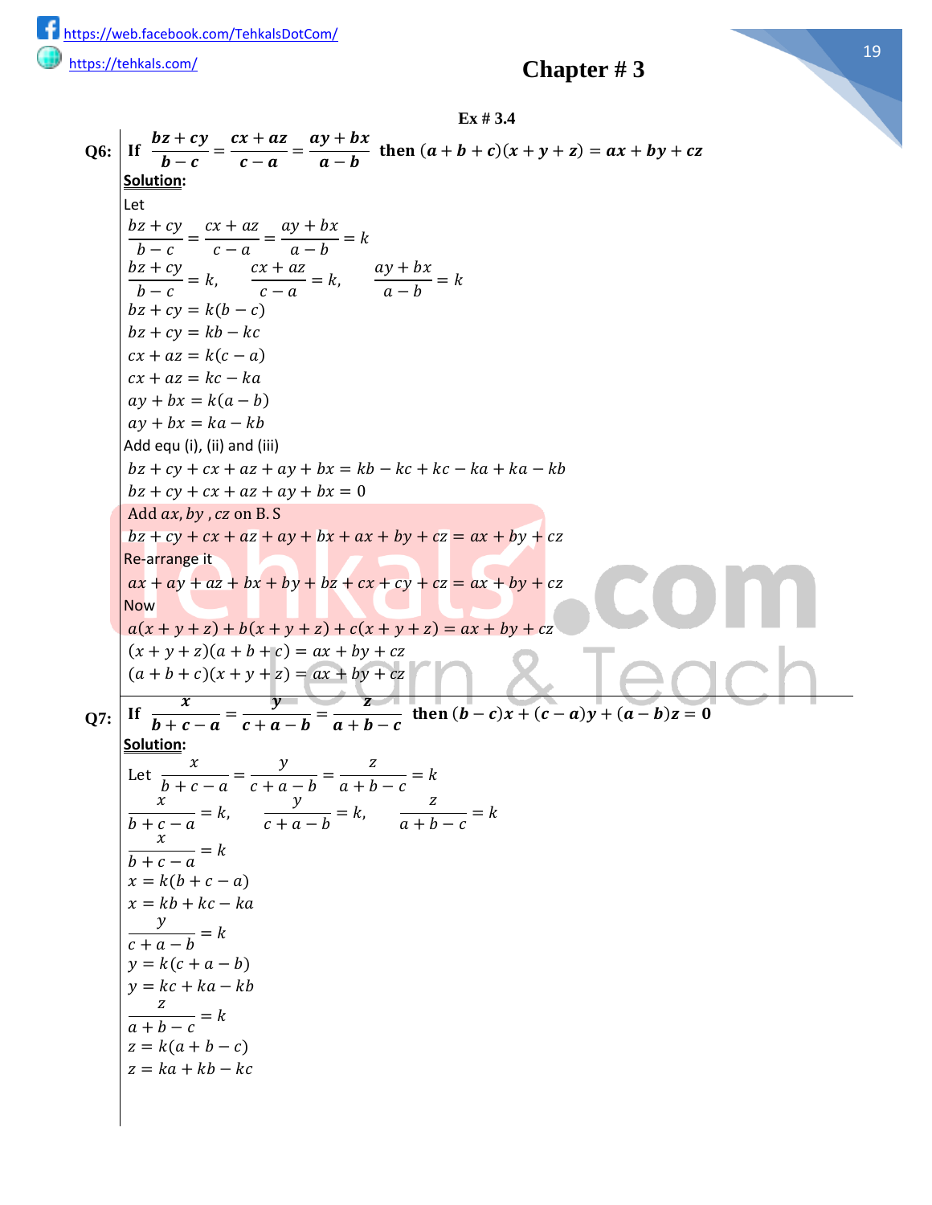## Chapter # 3

### Ex # 3.4

**Q6:** If $\frac{bz+cy}{b-c} = \frac{cx+az}{c-a} = \frac{ay+bx}{a-b}$ then $(a+b+c)(x+y+z) = ax+by+cz$

**Solution:**

Let

$$\frac{bz+cy}{b-c} = \frac{cx+az}{c-a} = \frac{ay+bx}{a-b} = k$$

$$\frac{bz+cy}{b-c} = k, \qquad \frac{cx+az}{c-a} = k, \qquad \frac{ay+bx}{a-b} = k$$

$$bz+cy = k(b-c)$$

$$bz+cy = kb-kc$$

$$cx+az = k(c-a)$$

$$cx+az = kc-ka$$

$$ay+bx = k(a-b)$$

$$ay+bx = ka-kb$$

Add equ (i), (ii) and (iii)

$$bz+cy+cx+az+ay+bx = kb-kc+kc-ka+ka-kb$$

$$bz+cy+cx+az+ay+bx = 0$$

Add $ax, by$ , $cz$ on B. S

$$bz+cy+cx+az+ay+bx+ax+by+cz = ax+by+cz$$

Re-arrange it

$$ax+ay+az+bx+by+bz+cx+cy+cz = ax+by+cz$$

Now

$$a(x+y+z)+b(x+y+z)+c(x+y+z) = ax+by+cz$$

$$(x+y+z)(a+b+c) = ax+by+cz$$

$$(a+b+c)(x+y+z) = ax+by+cz$$

---

**Q7:** If $\frac{x}{b+c-a} = \frac{y}{c+a-b} = \frac{z}{a+b-c}$ then $(b-c)x+(c-a)y+(a-b)z = 0$

**Solution:**

Let $\frac{x}{b+c-a} = \frac{y}{c+a-b} = \frac{z}{a+b-c} = k$

$$\frac{x}{b+c-a} = k, \qquad \frac{y}{c+a-b} = k, \qquad \frac{z}{a+b-c} = k$$

$$\frac{x}{b+c-a} = k$$

$$x = k(b+c-a)$$

$$x = kb+kc-ka$$

$$\frac{y}{c+a-b} = k$$

$$y = k(c+a-b)$$

$$y = kc+ka-kb$$

$$\frac{z}{a+b-c} = k$$

$$z = k(a+b-c)$$

$$z = ka+kb-kc$$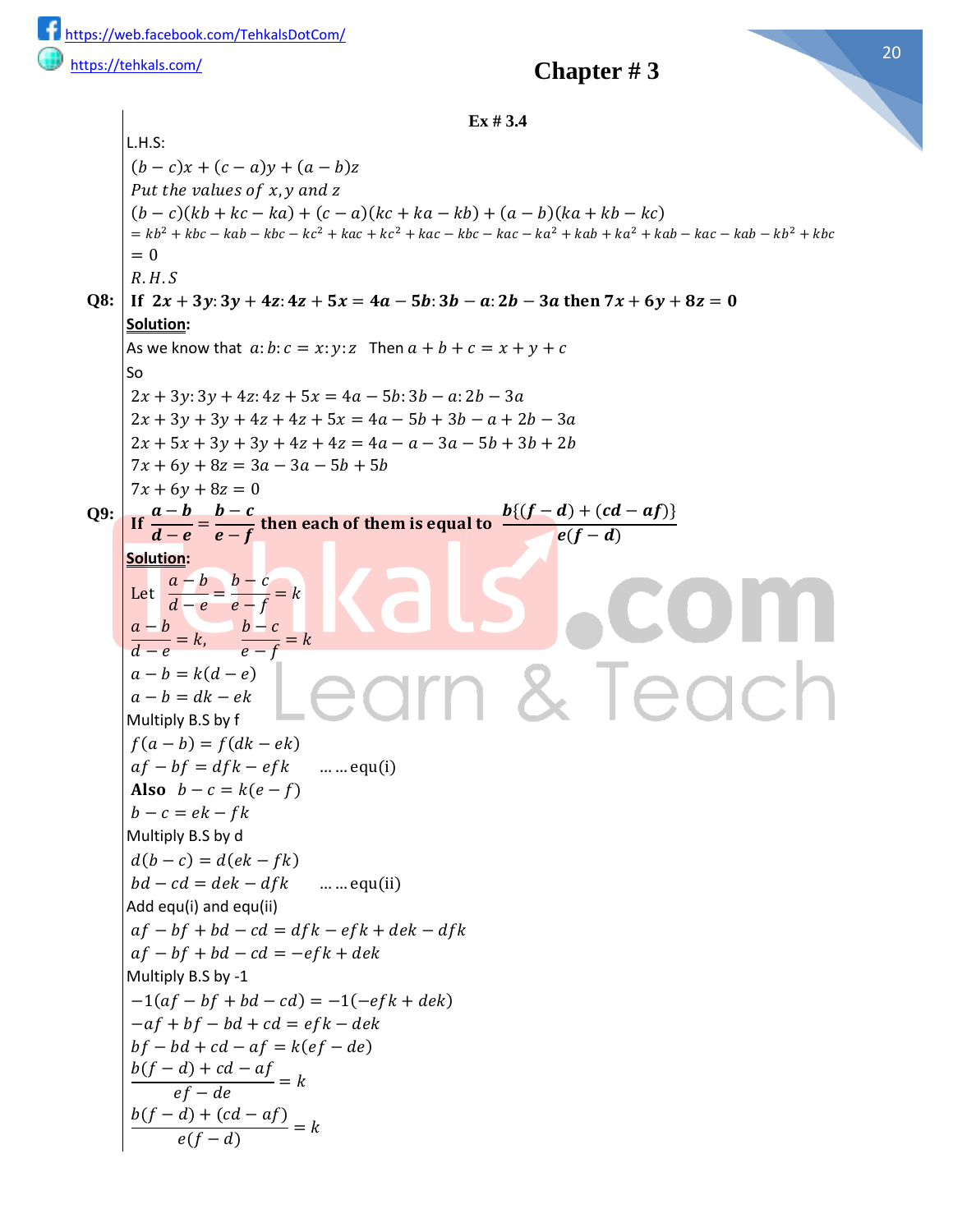## Chapter # 3

### Ex # 3.4

L.H.S:

$(b-c)x+(c-a)y+(a-b)z$

*Put the values of x, y and z*

$(b-c)(kb+kc-ka)+(c-a)(kc+ka-kb)+(a-b)(ka+kb-kc)$

$= kb^2+kbc-kab-kbc-kc^2+kac+kc^2+kac-kbc-kac-ka^2+kab+ka^2+kab-kac-kab-kb^2+kbc$

$= 0$

$R.H.S$

**Q8:** **If $2x+3y:3y+4z:4z+5x = 4a-5b:3b-a:2b-3a$ then $7x+6y+8z = 0$**

**Solution:**

As we know that $a:b:c = x:y:z$ Then $a+b+c = x+y+c$

So

$2x+3y:3y+4z:4z+5x = 4a-5b:3b-a:2b-3a$

$2x+3y+3y+4z+4z+5x = 4a-5b+3b-a+2b-3a$

$2x+5x+3y+3y+4z+4z = 4a-a-3a-5b+3b+2b$

$7x+6y+8z = 3a-3a-5b+5b$

$7x+6y+8z = 0$

**Q9:** **If $\dfrac{a-b}{d-e} = \dfrac{b-c}{e-f}$ then each of them is equal to $\dfrac{b\{(f-d)+(cd-af)\}}{e(f-d)}$**

**Solution:**

Let $\dfrac{a-b}{d-e} = \dfrac{b-c}{e-f} = k$

$\dfrac{a-b}{d-e} = k, \quad \dfrac{b-c}{e-f} = k$

$a-b = k(d-e)$

$a-b = dk-ek$

Multiply B.S by f

$f(a-b) = f(dk-ek)$

$af-bf = dfk-efk \quad \text{……equ(i)}$

**Also** $b-c = k(e-f)$

$b-c = ek-fk$

Multiply B.S by d

$d(b-c) = d(ek-fk)$

$bd-cd = dek-dfk \quad \text{……equ(ii)}$

Add equ(i) and equ(ii)

$af-bf+bd-cd = dfk-efk+dek-dfk$

$af-bf+bd-cd = -efk+dek$

Multiply B.S by -1

$-1(af-bf+bd-cd) = -1(-efk+dek)$

$-af+bf-bd+cd = efk-dek$

$bf-bd+cd-af = k(ef-de)$

$\dfrac{b(f-d)+cd-af}{ef-de} = k$

$\dfrac{b(f-d)+(cd-af)}{e(f-d)} = k$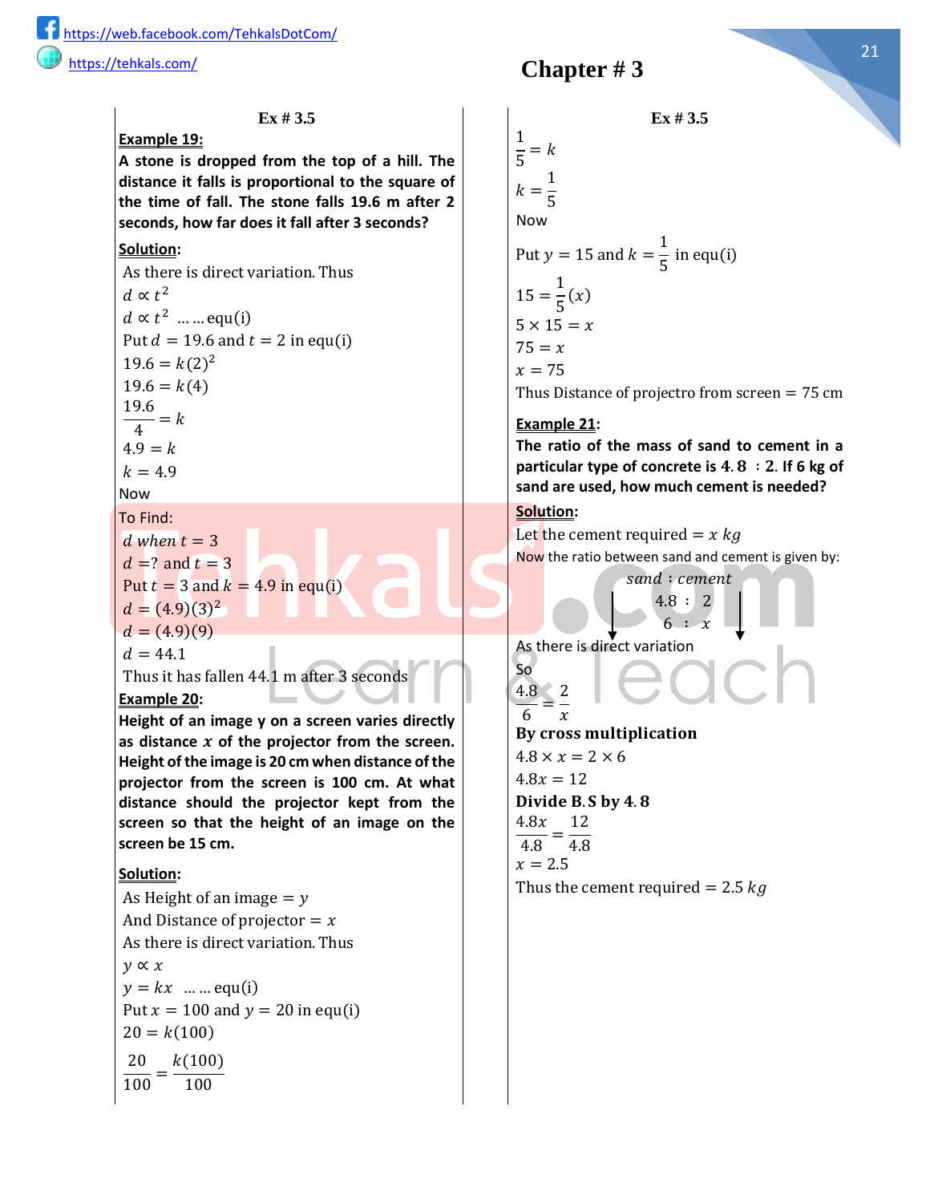### Ex # 3.5

**Example 19:**

**A stone is dropped from the top of a hill. The distance it falls is proportional to the square of the time of fall. The stone falls 19.6 m after 2 seconds, how far does it fall after 3 seconds?**

**Solution:**

As there is direct variation. Thus

$d \propto t^2$

$d \propto t^2$ ……equ(i)

Put $d = 19.6$ and $t = 2$ in equ(i)

$19.6 = k(2)^2$

$19.6 = k(4)$

$\frac{19.6}{4} = k$

$4.9 = k$

$k = 4.9$

Now

To Find:

$d \text{ when } t = 3$

$d = ?$ and $t = 3$

Put $t = 3$ and $k = 4.9$ in equ(i)

$d = (4.9)(3)^2$

$d = (4.9)(9)$

$d = 44.1$

Thus it has fallen 44.1 m after 3 seconds

**Example 20:**

**Height of an image y on a screen varies directly as distance $x$ of the projector from the screen. Height of the image is 20 cm when distance of the projector from the screen is 100 cm. At what distance should the projector kept from the screen so that the height of an image on the screen be 15 cm.**

**Solution:**

As Height of an image $= y$

And Distance of projector $= x$

As there is direct variation. Thus

$y \propto x$

$y = kx$ ……equ(i)

Put $x = 100$ and $y = 20$ in equ(i)

$20 = k(100)$

$\frac{20}{100} = \frac{k(100)}{100}$

### Ex # 3.5

$\frac{1}{5} = k$

$k = \frac{1}{5}$

Now

Put $y = 15$ and $k = \frac{1}{5}$ in equ(i)

$15 = \frac{1}{5}(x)$

$5 \times 15 = x$

$75 = x$

$x = 75$

Thus Distance of projectro from screen $= 75$ cm

**Example 21:**

**The ratio of the mass of sand to cement in a particular type of concrete is 4.8 : 2. If 6 kg of sand are used, how much cement is needed?**

**Solution:**

Let the cement required $= x\ kg$

Now the ratio between sand and cement is given by:

$sand : cement$

$4.8 : 2$

$6 : x$

As there is direct variation

So

$\frac{4.8}{6} = \frac{2}{x}$

**By cross multiplication**

$4.8 \times x = 2 \times 6$

$4.8x = 12$

**Divide B.S by 4.8**

$\frac{4.8x}{4.8} = \frac{12}{4.8}$

$x = 2.5$

Thus the cement required $= 2.5\ kg$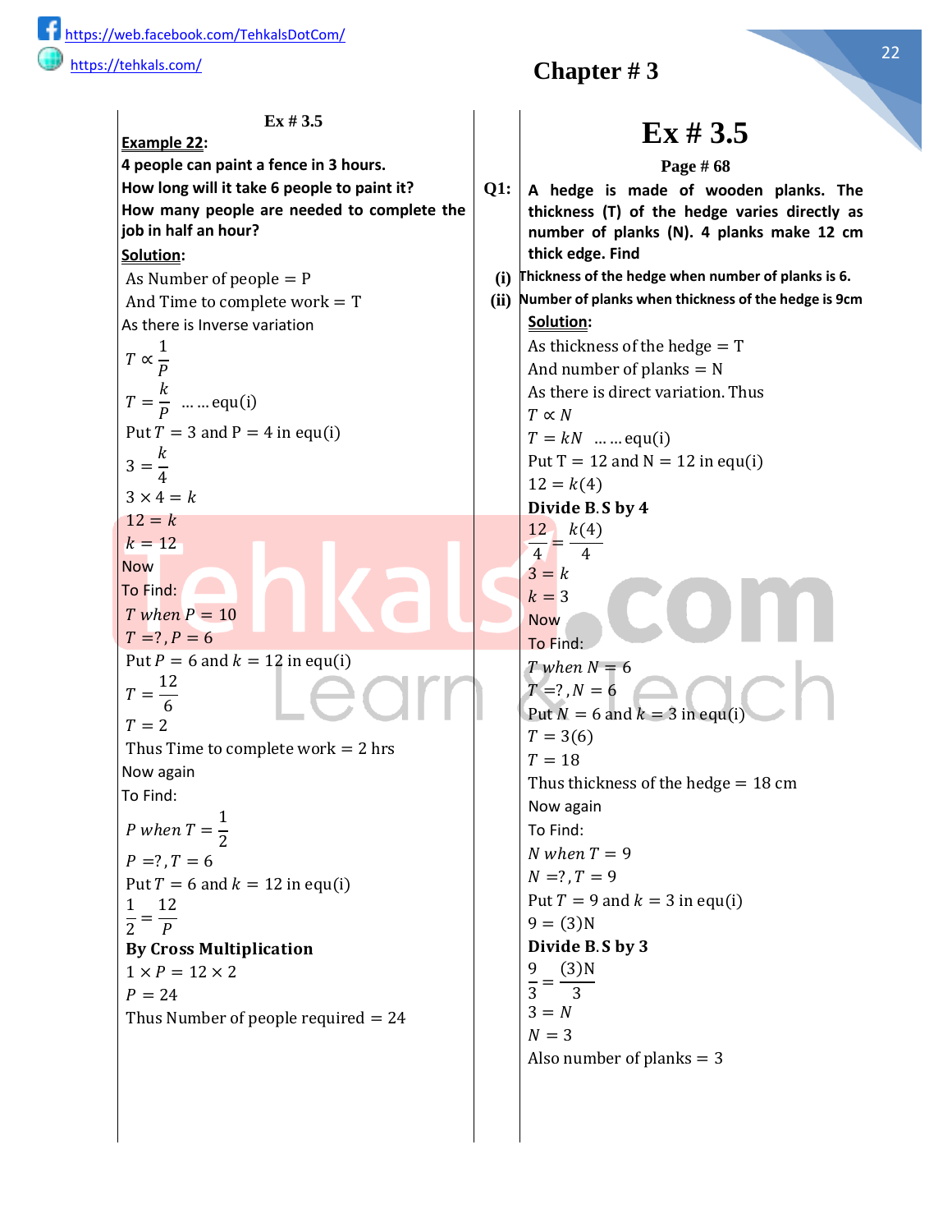## Ex # 3.5

**Example 22:**

**4 people can paint a fence in 3 hours.**

**How long will it take 6 people to paint it?**

**How many people are needed to complete the job in half an hour?**

**Solution:**

As Number of people $= P$

And Time to complete work $= T$

As there is Inverse variation

$T \propto \frac{1}{P}$

$T = \frac{k}{P}$ …… equ(i)

Put $T = 3$ and $P = 4$ in equ(i)

$3 = \frac{k}{4}$

$3 \times 4 = k$

$12 = k$

$k = 12$

Now

To Find:

$T$ when $P = 10$

$T = ?, P = 6$

Put $P = 6$ and $k = 12$ in equ(i)

$T = \frac{12}{6}$

$T = 2$

Thus Time to complete work $= 2$ hrs

Now again

To Find:

$P$ when $T = \frac{1}{2}$

$P = ?, T = 6$

Put $T = 6$ and $k = 12$ in equ(i)

$\frac{1}{2} = \frac{12}{P}$

**By Cross Multiplication**

$1 \times P = 12 \times 2$

$P = 24$

Thus Number of people required $= 24$

# Ex # 3.5

**Page # 68**

**Q1: A hedge is made of wooden planks. The thickness (T) of the hedge varies directly as number of planks (N). 4 planks make 12 cm thick edge. Find**

**(i) Thickness of the hedge when number of planks is 6.**

**(ii) Number of planks when thickness of the hedge is 9cm**

**Solution:**

As thickness of the hedge $= T$

And number of planks $= N$

As there is direct variation. Thus

$T \propto N$

$T = kN$ …… equ(i)

Put $T = 12$ and $N = 12$ in equ(i)

$12 = k(4)$

**Divide B.S by 4**

$\frac{12}{4} = \frac{k(4)}{4}$

$3 = k$

$k = 3$

Now

To Find:

$T$ when $N = 6$

$T = ?, N = 6$

Put $N = 6$ and $k = 3$ in equ(i)

$T = 3(6)$

$T = 18$

Thus thickness of the hedge $= 18$ cm

Now again

To Find:

$N$ when $T = 9$

$N = ?, T = 9$

Put $T = 9$ and $k = 3$ in equ(i)

$9 = (3)N$

**Divide B.S by 3**

$\frac{9}{3} = \frac{(3)N}{3}$

$3 = N$

$N = 3$

Also number of planks $= 3$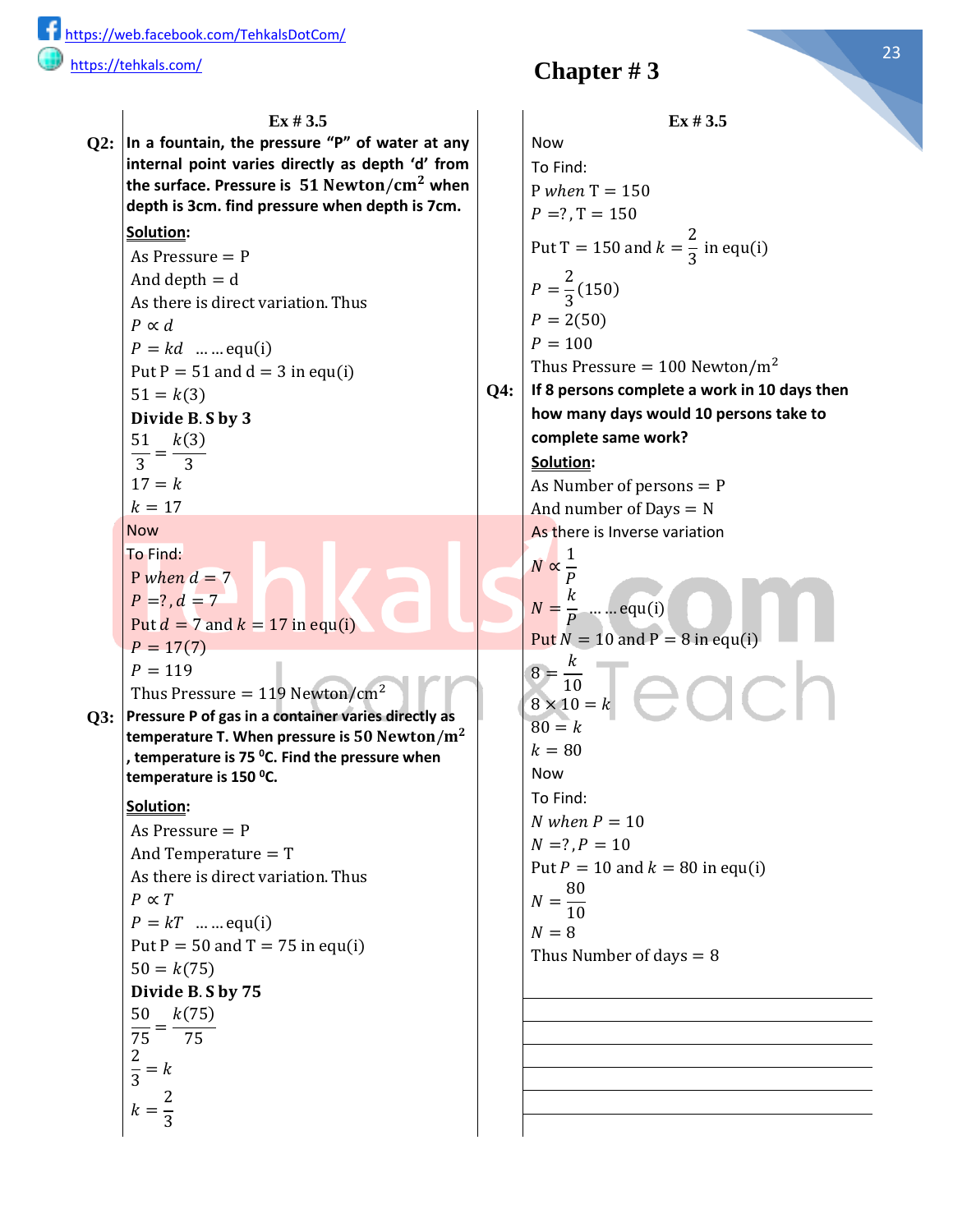## Chapter # 3

### Ex # 3.5

**Q2: In a fountain, the pressure "P" of water at any internal point varies directly as depth 'd' from the surface. Pressure is $51\ \text{Newton/cm}^2$ when depth is 3cm. find pressure when depth is 7cm.**

**Solution:**

As Pressure = P

And depth = d

As there is direct variation. Thus

$P \propto d$

$P = kd$ ……equ(i)

Put P = 51 and d = 3 in equ(i)

$51 = k(3)$

**Divide B.S by 3**

$\frac{51}{3} = \frac{k(3)}{3}$

$17 = k$

$k = 17$

Now

To Find:

P *when* $d = 7$

$P = ?, d = 7$

Put $d = 7$ and $k = 17$ in equ(i)

$P = 17(7)$

$P = 119$

Thus Pressure = $119\ \text{Newton/cm}^2$

**Q3: Pressure P of gas in a container varies directly as temperature T. When pressure is $50\ \text{Newton/m}^2$, temperature is $75\ ^0\text{C}$. Find the pressure when temperature is $150\ ^0\text{C}$.**

**Solution:**

As Pressure = P

And Temperature = T

As there is direct variation. Thus

$P \propto T$

$P = kT$ ……equ(i)

Put P = 50 and T = 75 in equ(i)

$50 = k(75)$

**Divide B.S by 75**

$\frac{50}{75} = \frac{k(75)}{75}$

$\frac{2}{3} = k$

$k = \frac{2}{3}$

Now

To Find:

P *when* T = 150

$P = ?, T = 150$

Put T = 150 and $k = \frac{2}{3}$ in equ(i)

$P = \frac{2}{3}(150)$

$P = 2(50)$

$P = 100$

Thus Pressure = $100\ \text{Newton/m}^2$

**Q4: If 8 persons complete a work in 10 days then how many days would 10 persons take to complete same work?**

**Solution:**

As Number of persons = P

And number of Days = N

As there is Inverse variation

$N \propto \frac{1}{P}$

$N = \frac{k}{P}$ ……equ(i)

Put $N = 10$ and P = 8 in equ(i)

$8 = \frac{k}{10}$

$8 \times 10 = k$

$80 = k$

$k = 80$

Now

To Find:

$N$ *when* $P = 10$

$N = ?, P = 10$

Put $P = 10$ and $k = 80$ in equ(i)

$N = \frac{80}{10}$

$N = 8$

Thus Number of days = 8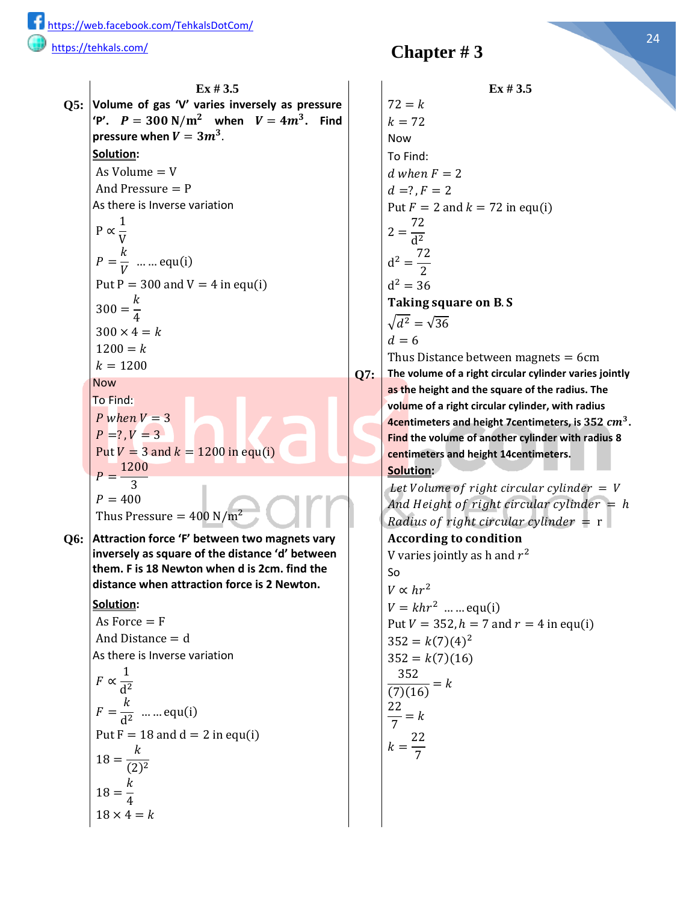## Chapter # 3

### Ex # 3.5

**Q5: Volume of gas 'V' varies inversely as pressure 'P'. $P = 300\ \text{N/m}^2$ when $V = 4m^3$. Find pressure when $V = 3m^3$.**

**Solution:**

As Volume $= \text{V}$

And Pressure $= \text{P}$

As there is Inverse variation

$$\text{P} \propto \frac{1}{\text{V}}$$

$$P = \frac{k}{V} \quad \ldots\ldots \text{equ(i)}$$

Put $\text{P} = 300$ and $\text{V} = 4$ in equ(i)

$$300 = \frac{k}{4}$$

$$300 \times 4 = k$$

$$1200 = k$$

$$k = 1200$$

Now

To Find:

$P \text{ when } V = 3$

$P = ?, V = 3$

Put $V = 3$ and $k = 1200$ in equ(i)

$$P = \frac{1200}{3}$$

$$P = 400$$

Thus Pressure $= 400\ \text{N/m}^2$

**Q6: Attraction force 'F' between two magnets vary inversely as square of the distance 'd' between them. F is 18 Newton when d is 2cm. find the distance when attraction force is 2 Newton.**

**Solution:**

As Force $= \text{F}$

And Distance $= \text{d}$

As there is Inverse variation

$$F \propto \frac{1}{\text{d}^2}$$

$$F = \frac{k}{\text{d}^2} \quad \ldots\ldots \text{equ(i)}$$

Put $\text{F} = 18$ and $\text{d} = 2$ in equ(i)

$$18 = \frac{k}{(2)^2}$$

$$18 = \frac{k}{4}$$

$$18 \times 4 = k$$

$$72 = k$$

$$k = 72$$

Now

To Find:

$d \text{ when } F = 2$

$d = ?, F = 2$

Put $F = 2$ and $k = 72$ in equ(i)

$$2 = \frac{72}{\text{d}^2}$$

$$\text{d}^2 = \frac{72}{2}$$

$$\text{d}^2 = 36$$

**Taking square on B.S**

$$\sqrt{d^2} = \sqrt{36}$$

$$d = 6$$

Thus Distance between magnets $= 6\text{cm}$

**Q7: The volume of a right circular cylinder varies jointly as the height and the square of the radius. The volume of a right circular cylinder, with radius 4centimeters and height 7centimeters, is 352 $cm^3$. Find the volume of another cylinder with radius 8 centimeters and height 14centimeters.**

**Solution:**

*Let Volume of right circular cylinder* $= V$

*And Height of right circular cylinder* $= h$

*Radius of right circular cylinder* $= \text{r}$

**According to condition**

V varies jointly as h and $r^2$

So

$$V \propto hr^2$$

$$V = khr^2 \quad \ldots\ldots \text{equ(i)}$$

Put $V = 352, h = 7$ and $r = 4$ in equ(i)

$$352 = k(7)(4)^2$$

$$352 = k(7)(16)$$

$$\frac{352}{(7)(16)} = k$$

$$\frac{22}{7} = k$$

$$k = \frac{22}{7}$$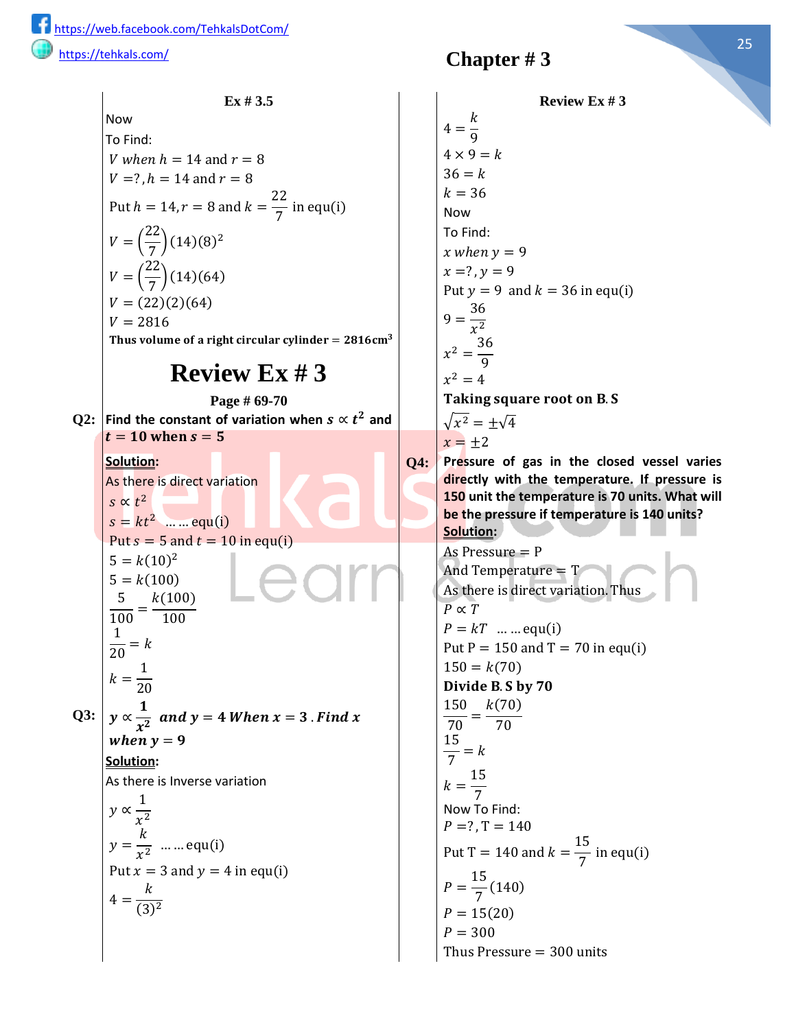Ex # 3.5

Now

To Find:

$V$ when $h = 14$ and $r = 8$

$V = ?, h = 14$ and $r = 8$

Put $h = 14, r = 8$ and $k = \frac{22}{7}$ in equ(i)

$V = \left(\frac{22}{7}\right)(14)(8)^2$

$V = \left(\frac{22}{7}\right)(14)(64)$

$V = (22)(2)(64)$

$V = 2816$

**Thus volume of a right circular cylinder = $2816cm^3$**

# Review Ex # 3

**Page # 69-70**

**Q2: Find the constant of variation when $s \propto t^2$ and $t = 10$ when $s = 5$**

**Solution:**

As there is direct variation

$s \propto t^2$

$s = kt^2$ ... ... equ(i)

Put $s = 5$ and $t = 10$ in equ(i)

$5 = k(10)^2$

$5 = k(100)$

$\frac{5}{100} = \frac{k(100)}{100}$

$\frac{1}{20} = k$

$k = \frac{1}{20}$

**Q3: $y \propto \frac{1}{x^2}$ and $y = 4$ When $x = 3$ . Find $x$ when $y = 9$**

**Solution:**

As there is Inverse variation

$y \propto \frac{1}{x^2}$

$y = \frac{k}{x^2}$ ... ... equ(i)

Put $x = 3$ and $y = 4$ in equ(i)

$4 = \frac{k}{(3)^2}$

$4 = \frac{k}{9}$

$4 \times 9 = k$

$36 = k$

$k = 36$

Now

To Find:

$x$ when $y = 9$

$x = ?, y = 9$

Put $y = 9$ and $k = 36$ in equ(i)

$9 = \frac{36}{x^2}$

$x^2 = \frac{36}{9}$

$x^2 = 4$

**Taking square root on B.S**

$\sqrt{x^2} = \pm\sqrt{4}$

$x = \pm 2$

**Q4: Pressure of gas in the closed vessel varies directly with the temperature. If pressure is 150 unit the temperature is 70 units. What will be the pressure if temperature is 140 units?**

**Solution:**

As Pressure = P

And Temperature = T

As there is direct variation. Thus

$P \propto T$

$P = kT$ ... ... equ(i)

Put P = 150 and T = 70 in equ(i)

$150 = k(70)$

**Divide B.S by 70**

$\frac{150}{70} = \frac{k(70)}{70}$

$\frac{15}{7} = k$

$k = \frac{15}{7}$

Now To Find:

$P = ?, T = 140$

Put T = 140 and $k = \frac{15}{7}$ in equ(i)

$P = \frac{15}{7}(140)$

$P = 15(20)$

$P = 300$

Thus Pressure = 300 units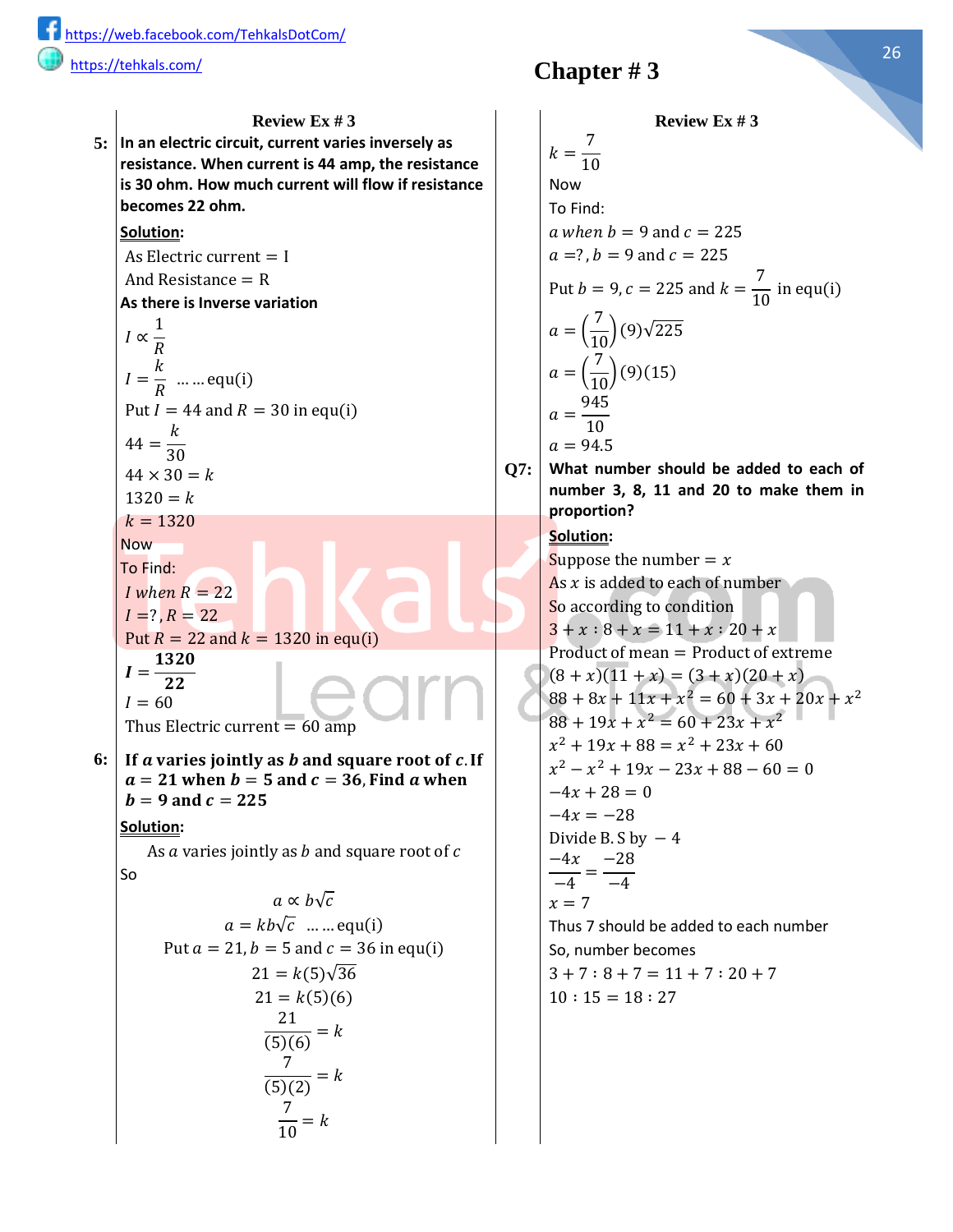## Review Ex # 3

**5: In an electric circuit, current varies inversely as resistance. When current is 44 amp, the resistance is 30 ohm. How much current will flow if resistance becomes 22 ohm.**

**Solution:**

As Electric current $= \text{I}$

And Resistance $= \text{R}$

**As there is Inverse variation**

$$I \propto \frac{1}{R}$$

$$I = \frac{k}{R} \quad \ldots\ldots \text{equ(i)}$$

Put $I = 44$ and $R = 30$ in equ(i)

$$44 = \frac{k}{30}$$

$$44 \times 30 = k$$

$$1320 = k$$

$$k = 1320$$

Now

To Find:

$I$ *when* $R = 22$

$I = ?, R = 22$

Put $R = 22$ and $k = 1320$ in equ(i)

$$I = \frac{1320}{22}$$

$$I = 60$$

Thus Electric current $= 60$ amp

**6: If $a$ varies jointly as $b$ and square root of $c$. If $a = 21$ when $b = 5$ and $c = 36$, Find $a$ when $b = 9$ and $c = 225$**

**Solution:**

As $a$ varies jointly as $b$ and square root of $c$

So

$$a \propto b\sqrt{c}$$

$$a = kb\sqrt{c} \quad \ldots\ldots \text{equ(i)}$$

Put $a = 21, b = 5$ and $c = 36$ in equ(i)

$$21 = k(5)\sqrt{36}$$

$$21 = k(5)(6)$$

$$\frac{21}{(5)(6)} = k$$

$$\frac{7}{(5)(2)} = k$$

$$\frac{7}{10} = k$$

$$k = \frac{7}{10}$$

Now

To Find:

$a$ *when* $b = 9$ and $c = 225$

$a = ?, b = 9$ and $c = 225$

Put $b = 9, c = 225$ and $k = \frac{7}{10}$ in equ(i)

$$a = \left(\frac{7}{10}\right)(9)\sqrt{225}$$

$$a = \left(\frac{7}{10}\right)(9)(15)$$

$$a = \frac{945}{10}$$

$$a = 94.5$$

**Q7: What number should be added to each of number 3, 8, 11 and 20 to make them in proportion?**

**Solution:**

Suppose the number $= x$

As $x$ is added to each of number

So according to condition

$$3 + x : 8 + x = 11 + x : 20 + x$$

Product of mean $=$ Product of extreme

$$(8 + x)(11 + x) = (3 + x)(20 + x)$$

$$88 + 8x + 11x + x^2 = 60 + 3x + 20x + x^2$$

$$88 + 19x + x^2 = 60 + 23x + x^2$$

$$x^2 + 19x + 88 = x^2 + 23x + 60$$

$$x^2 - x^2 + 19x - 23x + 88 - 60 = 0$$

$$-4x + 28 = 0$$

$$-4x = -28$$

Divide B.S by $-4$

$$\frac{-4x}{-4} = \frac{-28}{-4}$$

$$x = 7$$

Thus 7 should be added to each number

So, number becomes

$$3 + 7 : 8 + 7 = 11 + 7 : 20 + 7$$

$$10 : 15 = 18 : 27$$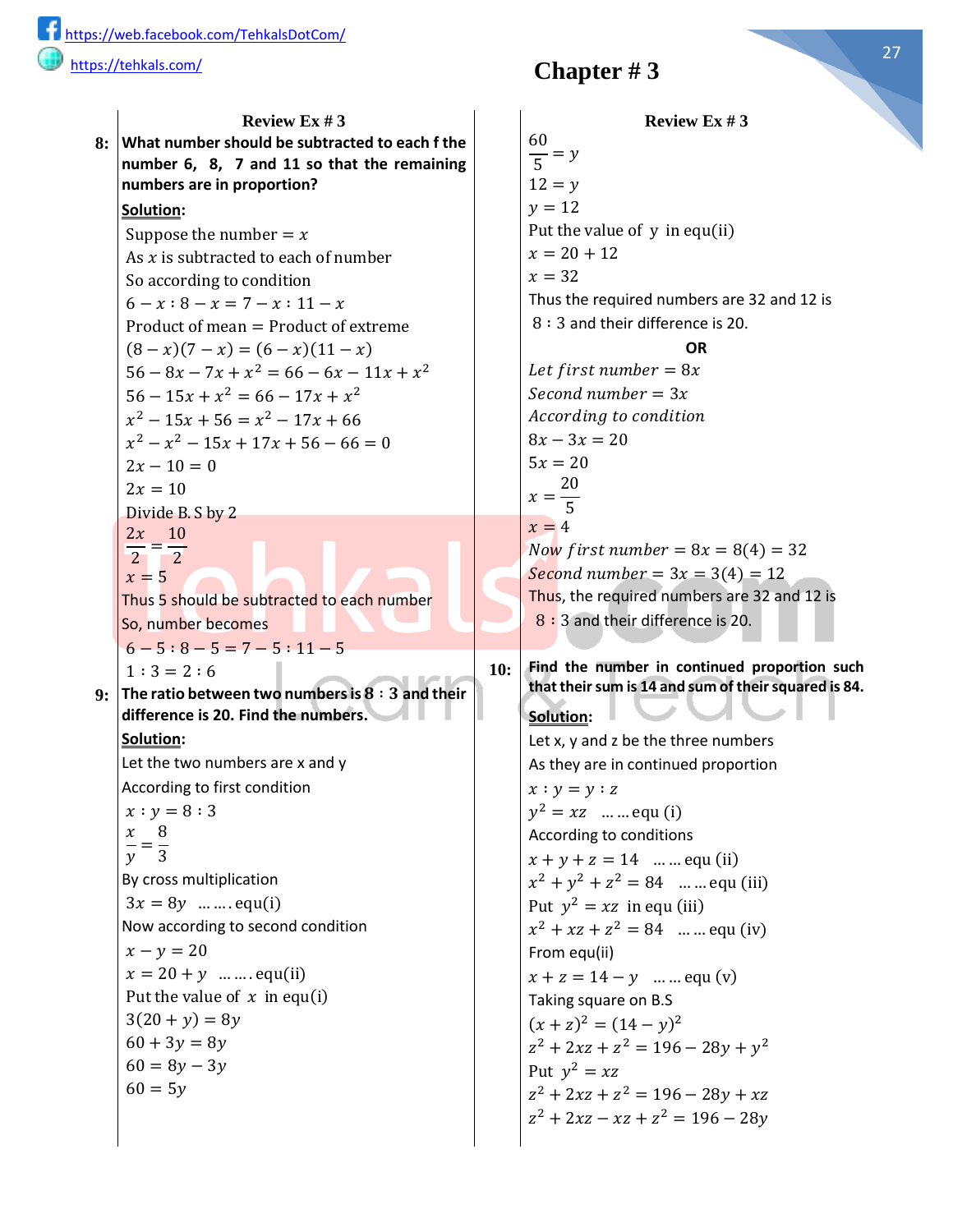## Chapter # 3

### Review Ex # 3

**8: What number should be subtracted to each f the number 6, 8, 7 and 11 so that the remaining numbers are in proportion?**

**Solution:**

Suppose the number $= x$

As $x$ is subtracted to each of number

So according to condition

$6 - x : 8 - x = 7 - x : 11 - x$

Product of mean $=$ Product of extreme

$(8 - x)(7 - x) = (6 - x)(11 - x)$

$56 - 8x - 7x + x^2 = 66 - 6x - 11x + x^2$

$56 - 15x + x^2 = 66 - 17x + x^2$

$x^2 - 15x + 56 = x^2 - 17x + 66$

$x^2 - x^2 - 15x + 17x + 56 - 66 = 0$

$2x - 10 = 0$

$2x = 10$

Divide B.S by 2

$\frac{2x}{2} = \frac{10}{2}$

$x = 5$

Thus 5 should be subtracted to each number

So, number becomes

$6 - 5 : 8 - 5 = 7 - 5 : 11 - 5$

$1 : 3 = 2 : 6$

**9: The ratio between two numbers is 8 : 3 and their difference is 20. Find the numbers.**

**Solution:**

Let the two numbers are x and y

According to first condition

$x : y = 8 : 3$

$\frac{x}{y} = \frac{8}{3}$

By cross multiplication

$3x = 8y$ ……. equ(i)

Now according to second condition

$x - y = 20$

$x = 20 + y$ ……. equ(ii)

Put the value of $x$ in equ(i)

$3(20 + y) = 8y$

$60 + 3y = 8y$

$60 = 8y - 3y$

$60 = 5y$

$\frac{60}{5} = y$

$12 = y$

$y = 12$

Put the value of $y$ in equ(ii)

$x = 20 + 12$

$x = 32$

Thus the required numbers are 32 and 12 is 8 : 3 and their difference is 20.

**OR**

*Let first number* $= 8x$

*Second number* $= 3x$

*According to condition*

$8x - 3x = 20$

$5x = 20$

$x = \frac{20}{5}$

$x = 4$

*Now first number* $= 8x = 8(4) = 32$

*Second number* $= 3x = 3(4) = 12$

Thus, the required numbers are 32 and 12 is 8 : 3 and their difference is 20.

**10: Find the number in continued proportion such that their sum is 14 and sum of their squared is 84.**

**Solution:**

Let x, y and z be the three numbers

As they are in continued proportion

$x : y = y : z$

$y^2 = xz$ …… equ (i)

According to conditions

$x + y + z = 14$ …… equ (ii)

$x^2 + y^2 + z^2 = 84$ …… equ (iii)

Put $y^2 = xz$ in equ (iii)

$x^2 + xz + z^2 = 84$ …… equ (iv)

From equ(ii)

$x + z = 14 - y$ …… equ (v)

Taking square on B.S

$(x + z)^2 = (14 - y)^2$

$z^2 + 2xz + z^2 = 196 - 28y + y^2$

Put $y^2 = xz$

$z^2 + 2xz + z^2 = 196 - 28y + xz$

$z^2 + 2xz - xz + z^2 = 196 - 28y$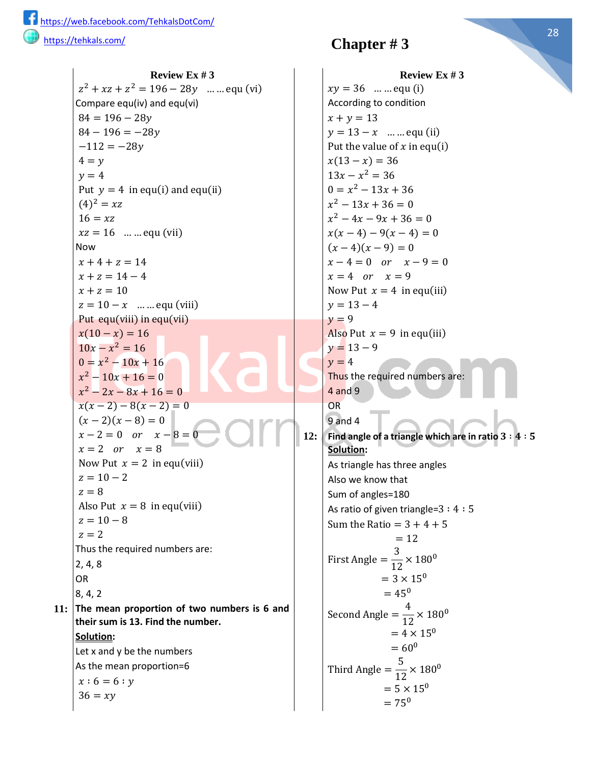## Chapter # 3

### Review Ex # 3

$z^2 + xz + z^2 = 196 - 28y$ ……equ (vi)

Compare equ(iv) and equ(vi)

$84 = 196 - 28y$

$84 - 196 = -28y$

$-112 = -28y$

$4 = y$

$y = 4$

Put $y = 4$ in equ(i) and equ(ii)

$(4)^2 = xz$

$16 = xz$

$xz = 16$ ……equ (vii)

Now

$x + 4 + z = 14$

$x + z = 14 - 4$

$x + z = 10$

$z = 10 - x$ ……equ (viii)

Put equ(viii) in equ(vii)

$x(10 - x) = 16$

$10x - x^2 = 16$

$0 = x^2 - 10x + 16$

$x^2 - 10x + 16 = 0$

$x^2 - 2x - 8x + 16 = 0$

$x(x - 2) - 8(x - 2) = 0$

$(x - 2)(x - 8) = 0$

$x - 2 = 0$ or $x - 8 = 0$

$x = 2$ or $x = 8$

Now Put $x = 2$ in equ(viii)

$z = 10 - 2$

$z = 8$

Also Put $x = 8$ in equ(viii)

$z = 10 - 8$

$z = 2$

Thus the required numbers are:

2, 4, 8

OR

8, 4, 2

**11: The mean proportion of two numbers is 6 and their sum is 13. Find the number.**

**Solution:**

Let x and y be the numbers

As the mean proportion=6

$x : 6 = 6 : y$

$36 = xy$

### Review Ex # 3

$xy = 36$ ……equ (i)

According to condition

$x + y = 13$

$y = 13 - x$ ……equ (ii)

Put the value of $x$ in equ(i)

$x(13 - x) = 36$

$13x - x^2 = 36$

$0 = x^2 - 13x + 36$

$x^2 - 13x + 36 = 0$

$x^2 - 4x - 9x + 36 = 0$

$x(x - 4) - 9(x - 4) = 0$

$(x - 4)(x - 9) = 0$

$x - 4 = 0$ or $x - 9 = 0$

$x = 4$ or $x = 9$

Now Put $x = 4$ in equ(iii)

$y = 13 - 4$

$y = 9$

Also Put $x = 9$ in equ(iii)

$y = 13 - 9$

$y = 4$

Thus the required numbers are:

4 and 9

OR

9 and 4

**12: Find angle of a triangle which are in ratio 3 : 4 : 5**

**Solution:**

As triangle has three angles

Also we know that

Sum of angles=180

As ratio of given triangle=3 : 4 : 5

Sum the Ratio $= 3 + 4 + 5$

$= 12$

First Angle $= \frac{3}{12} \times 180^0$

$= 3 \times 15^0$

$= 45^0$

Second Angle $= \frac{4}{12} \times 180^0$

$= 4 \times 15^0$

$= 60^0$

Third Angle $= \frac{5}{12} \times 180^0$

$= 5 \times 15^0$

$= 75^0$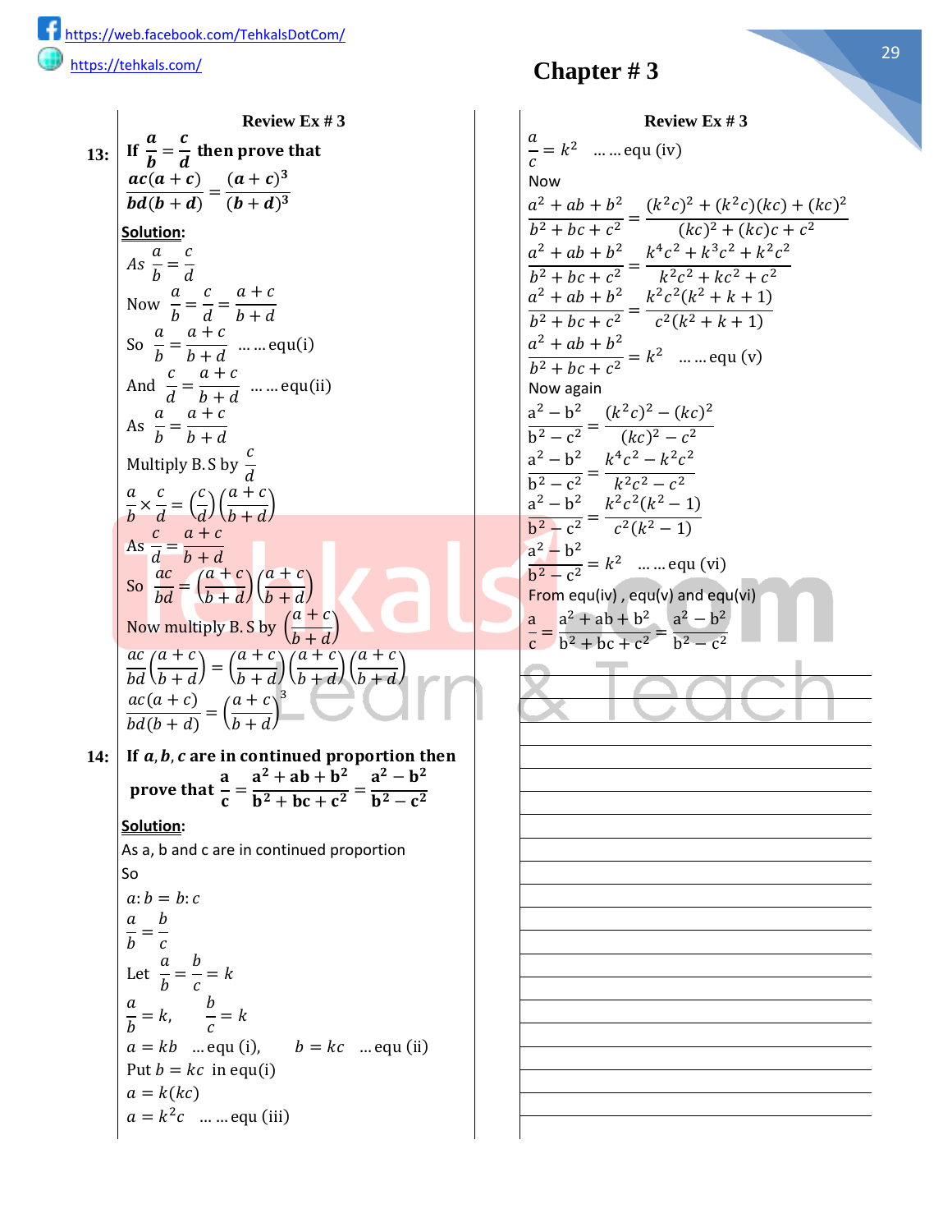## Chapter # 3

### Review Ex # 3

**13:** **If $\frac{a}{b}=\frac{c}{d}$ then prove that $\frac{ac(a+c)}{bd(b+d)}=\frac{(a+c)^3}{(b+d)^3}$**

**Solution:**

As $\frac{a}{b}=\frac{c}{d}$

Now $\frac{a}{b}=\frac{c}{d}=\frac{a+c}{b+d}$

So $\frac{a}{b}=\frac{a+c}{b+d}$ ……equ(i)

And $\frac{c}{d}=\frac{a+c}{b+d}$ ……equ(ii)

As $\frac{a}{b}=\frac{a+c}{b+d}$

Multiply B.S by $\frac{c}{d}$

$\frac{a}{b}\times\frac{c}{d}=\left(\frac{c}{d}\right)\left(\frac{a+c}{b+d}\right)$

As $\frac{c}{d}=\frac{a+c}{b+d}$

So $\frac{ac}{bd}=\left(\frac{a+c}{b+d}\right)\left(\frac{a+c}{b+d}\right)$

Now multiply B.S by $\left(\frac{a+c}{b+d}\right)$

$\frac{ac}{bd}\left(\frac{a+c}{b+d}\right)=\left(\frac{a+c}{b+d}\right)\left(\frac{a+c}{b+d}\right)\left(\frac{a+c}{b+d}\right)$

$\frac{ac(a+c)}{bd(b+d)}=\left(\frac{a+c}{b+d}\right)^3$

**14:** **If $a,b,c$ are in continued proportion then prove that $\frac{a}{c}=\frac{a^2+ab+b^2}{b^2+bc+c^2}=\frac{a^2-b^2}{b^2-c^2}$**

**Solution:**

As a, b and c are in continued proportion

So

$a:b=b:c$

$\frac{a}{b}=\frac{b}{c}$

Let $\frac{a}{b}=\frac{b}{c}=k$

$\frac{a}{b}=k,\quad \frac{b}{c}=k$

$a=kb$ …equ (i), $\quad b=kc$ …equ (ii)

Put $b=kc$ in equ(i)

$a=k(kc)$

$a=k^2c$ ……equ (iii)

$\frac{a}{c}=k^2$ ……equ (iv)

Now

$\frac{a^2+ab+b^2}{b^2+bc+c^2}=\frac{(k^2c)^2+(k^2c)(kc)+(kc)^2}{(kc)^2+(kc)c+c^2}$

$\frac{a^2+ab+b^2}{b^2+bc+c^2}=\frac{k^4c^2+k^3c^2+k^2c^2}{k^2c^2+kc^2+c^2}$

$\frac{a^2+ab+b^2}{b^2+bc+c^2}=\frac{k^2c^2(k^2+k+1)}{c^2(k^2+k+1)}$

$\frac{a^2+ab+b^2}{b^2+bc+c^2}=k^2$ ……equ (v)

Now again

$\frac{a^2-b^2}{b^2-c^2}=\frac{(k^2c)^2-(kc)^2}{(kc)^2-c^2}$

$\frac{a^2-b^2}{b^2-c^2}=\frac{k^4c^2-k^2c^2}{k^2c^2-c^2}$

$\frac{a^2-b^2}{b^2-c^2}=\frac{k^2c^2(k^2-1)}{c^2(k^2-1)}$

$\frac{a^2-b^2}{b^2-c^2}=k^2$ ……equ (vi)

From equ(iv) , equ(v) and equ(vi)

$\frac{a}{c}=\frac{a^2+ab+b^2}{b^2+bc+c^2}=\frac{a^2-b^2}{b^2-c^2}$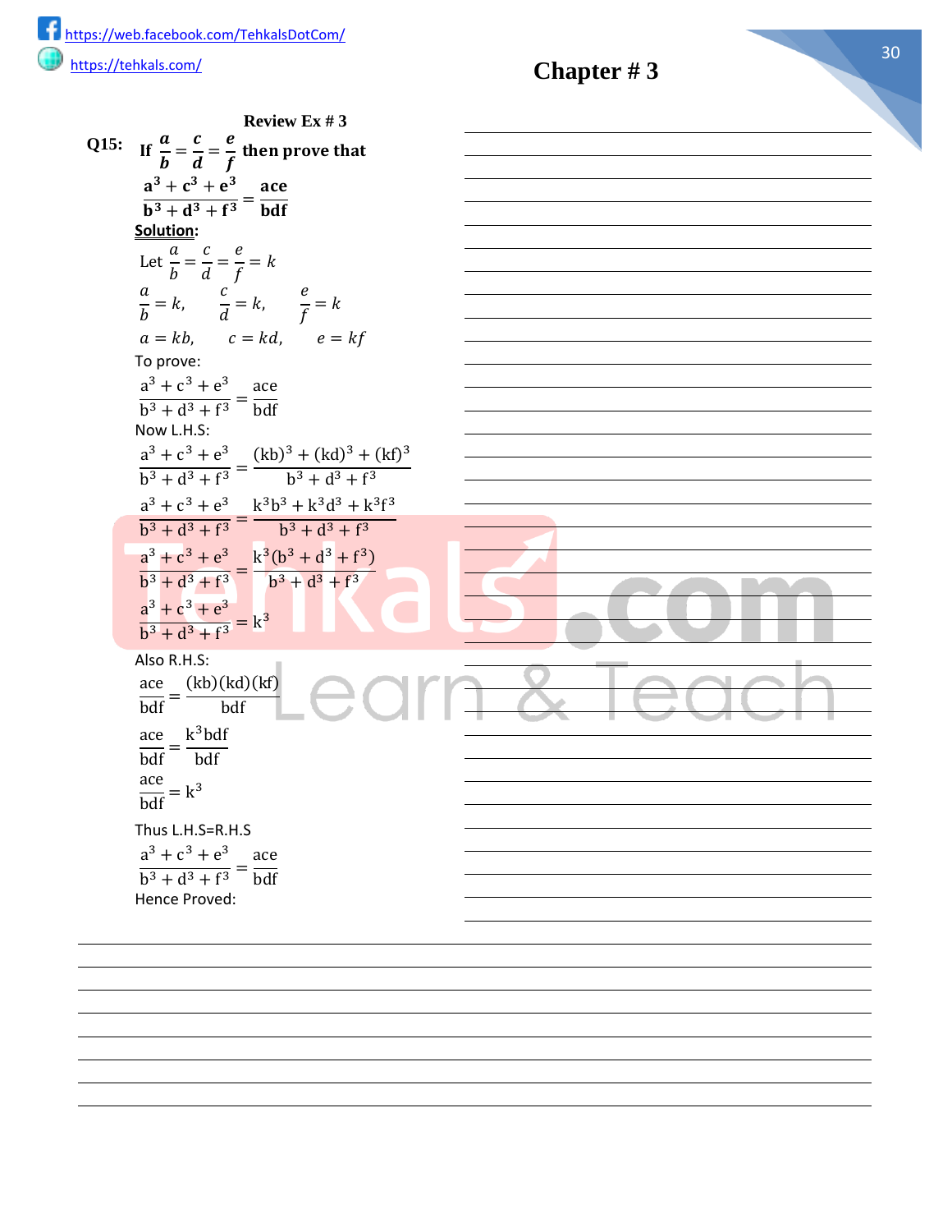## Chapter # 3

### Review Ex # 3

**Q15:** **If** $\frac{a}{b} = \frac{c}{d} = \frac{e}{f}$ **then prove that**

$$\frac{a^3 + c^3 + e^3}{b^3 + d^3 + f^3} = \frac{ace}{bdf}$$

**Solution:**

Let $\frac{a}{b} = \frac{c}{d} = \frac{e}{f} = k$

$\frac{a}{b} = k, \quad \frac{c}{d} = k, \quad \frac{e}{f} = k$

$a = kb, \quad c = kd, \quad e = kf$

To prove:

$$\frac{a^3 + c^3 + e^3}{b^3 + d^3 + f^3} = \frac{ace}{bdf}$$

Now L.H.S:

$$\frac{a^3 + c^3 + e^3}{b^3 + d^3 + f^3} = \frac{(kb)^3 + (kd)^3 + (kf)^3}{b^3 + d^3 + f^3}$$

$$\frac{a^3 + c^3 + e^3}{b^3 + d^3 + f^3} = \frac{k^3b^3 + k^3d^3 + k^3f^3}{b^3 + d^3 + f^3}$$

$$\frac{a^3 + c^3 + e^3}{b^3 + d^3 + f^3} = \frac{k^3(b^3 + d^3 + f^3)}{b^3 + d^3 + f^3}$$

$$\frac{a^3 + c^3 + e^3}{b^3 + d^3 + f^3} = k^3$$

Also R.H.S:

$$\frac{ace}{bdf} = \frac{(kb)(kd)(kf)}{bdf}$$

$$\frac{ace}{bdf} = \frac{k^3bdf}{bdf}$$

$$\frac{ace}{bdf} = k^3$$

Thus L.H.S=R.H.S

$$\frac{a^3 + c^3 + e^3}{b^3 + d^3 + f^3} = \frac{ace}{bdf}$$

Hence Proved: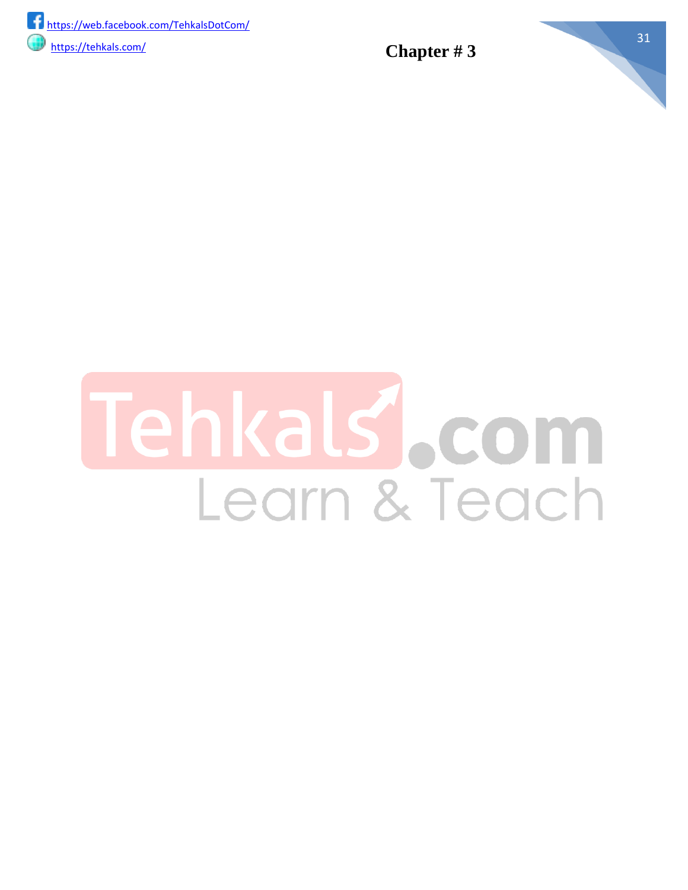# Chapter # 3